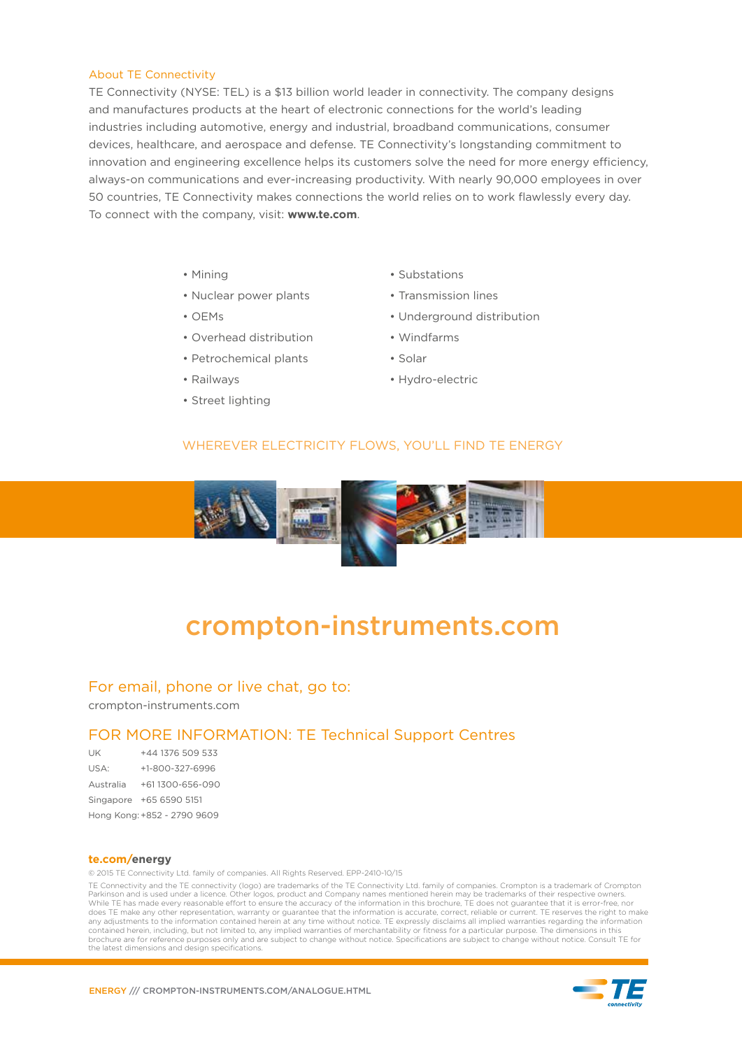## About TE Connectivity

TE Connectivity (NYSE: TEL) is a $13 billion world leader in connectivity. The company designs and manufactures products at the heart of electronic connections for the world's leading industries including automotive, energy and industrial, broadband communications, consumer devices, healthcare, and aerospace and defense. TE Connectivity's longstanding commitment to innovation and engineering excellence helps its customers solve the need for more energy efficiency, always-on communications and ever-increasing productivity. With nearly 90,000 employees in over 50 countries, TE Connectivity makes connections the world relies on to work flawlessly every day. To connect with the company, visit: **www.te.com**.

- Mining
- Nuclear power plants
- OEMs
- Overhead distribution
- Petrochemical plants
- Railways
- Street lighting
- Substations
- Transmission lines
- Underground distribution
- Windfarms
- Solar
- Hydro-electric

WHEREVER ELECTRICITY FLOWS, YOU'LL FIND TE ENERGY

# crompton-instruments.com

## For email, phone or live chat, go to:

crompton-instruments.com

## FOR MORE INFORMATION: TE Technical Support Centres

| | |
|---|---|
| UK | +44 1376 509 533 |
| USA: | +1-800-327-6996 |
| Australia | +61 1300-656-090 |
| Singapore | +65 6590 5151 |
| Hong Kong: | +852 - 2790 9609 |

**te.com/energy**

© 2015 TE Connectivity Ltd. family of companies. All Rights Reserved. EPP-2410-10/15

TE Connectivity and the TE connectivity (logo) are trademarks of the TE Connectivity Ltd. family of companies. Crompton is a trademark of Crompton Parkinson and is used under a licence. Other logos, product and Company names mentioned herein may be trademarks of their respective owners. While TE has made every reasonable effort to ensure the accuracy of the information in this brochure, TE does not guarantee that it is error-free, nor does TE make any other representation, warranty or guarantee that the information is accurate, correct, reliable or current. TE reserves the right to make any adjustments to the information contained herein at any time without notice. TE expressly disclaims all implied warranties regarding the information contained herein, including, but not limited to, any implied warranties of merchantability or fitness for a particular purpose. The dimensions in this brochure are for reference purposes only and are subject to change without notice. Specifications are subject to change without notice. Consult TE for the latest dimensions and design specifications.

ENERGY /// CROMPTON-INSTRUMENTS.COM/ANALOGUE.HTML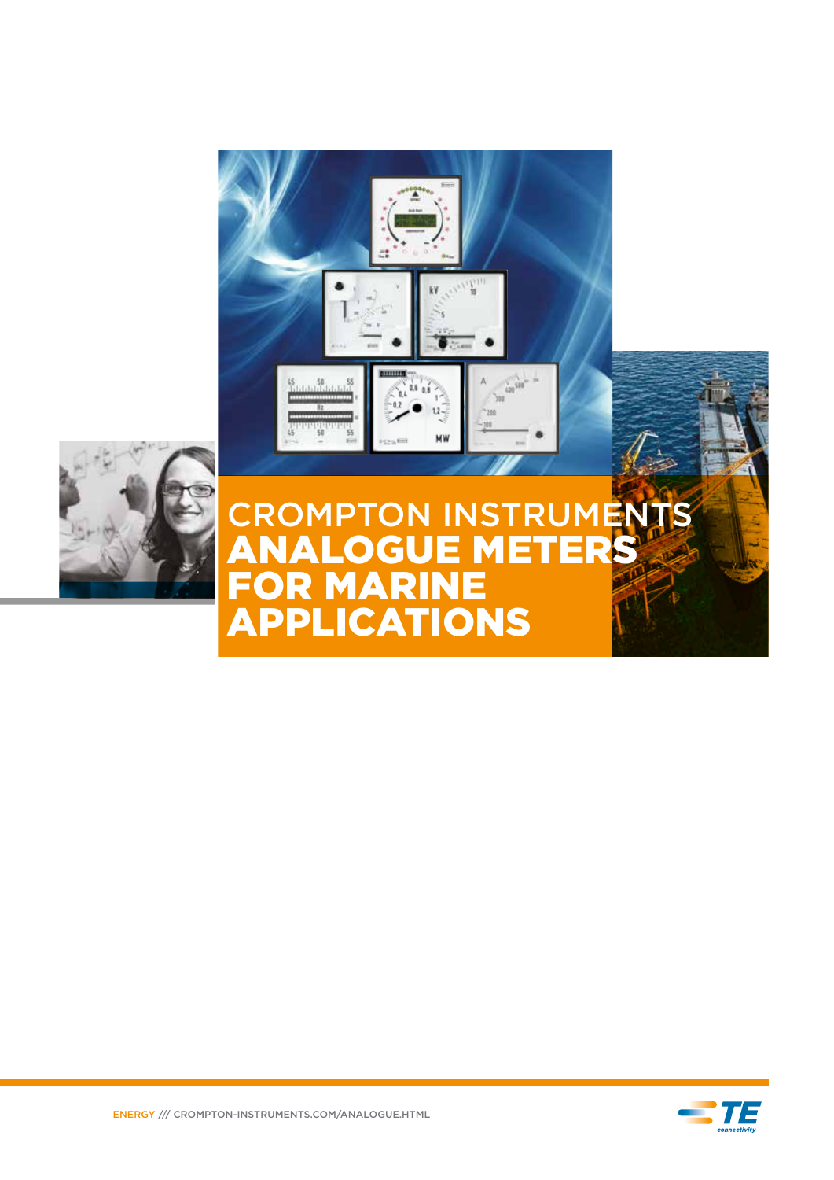# CROMPTON INSTRUMENTS ANALOGUE METERS FOR MARINE APPLICATIONS

ENERGY /// CROMPTON-INSTRUMENTS.COM/ANALOGUE.HTML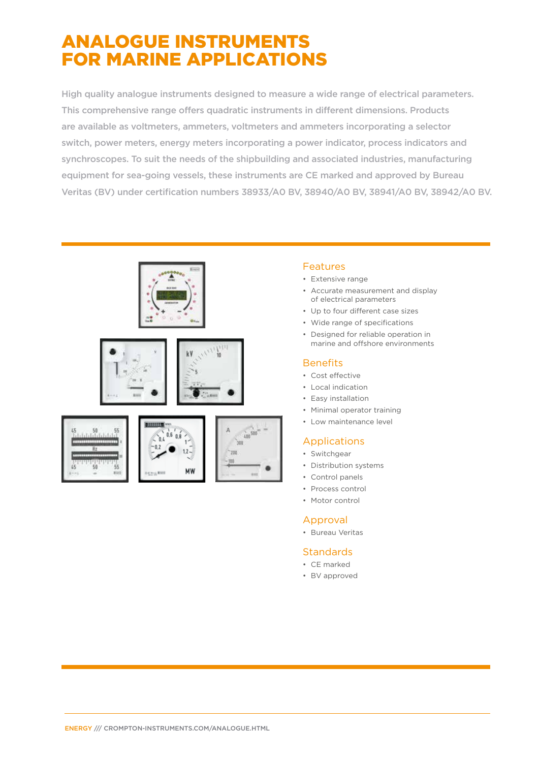# ANALOGUE INSTRUMENTS FOR MARINE APPLICATIONS

High quality analogue instruments designed to measure a wide range of electrical parameters. This comprehensive range offers quadratic instruments in different dimensions. Products are available as voltmeters, ammeters, voltmeters and ammeters incorporating a selector switch, power meters, energy meters incorporating a power indicator, process indicators and synchroscopes. To suit the needs of the shipbuilding and associated industries, manufacturing equipment for sea-going vessels, these instruments are CE marked and approved by Bureau Veritas (BV) under certification numbers 38933/A0 BV, 38940/A0 BV, 38941/A0 BV, 38942/A0 BV.

## Features

- Extensive range
- Accurate measurement and display of electrical parameters
- Up to four different case sizes
- Wide range of specifications
- Designed for reliable operation in marine and offshore environments

## Benefits

- Cost effective
- Local indication
- Easy installation
- Minimal operator training
- Low maintenance level

## Applications

- Switchgear
- Distribution systems
- Control panels
- Process control
- Motor control

## Approval

- Bureau Veritas

## Standards

- CE marked
- BV approved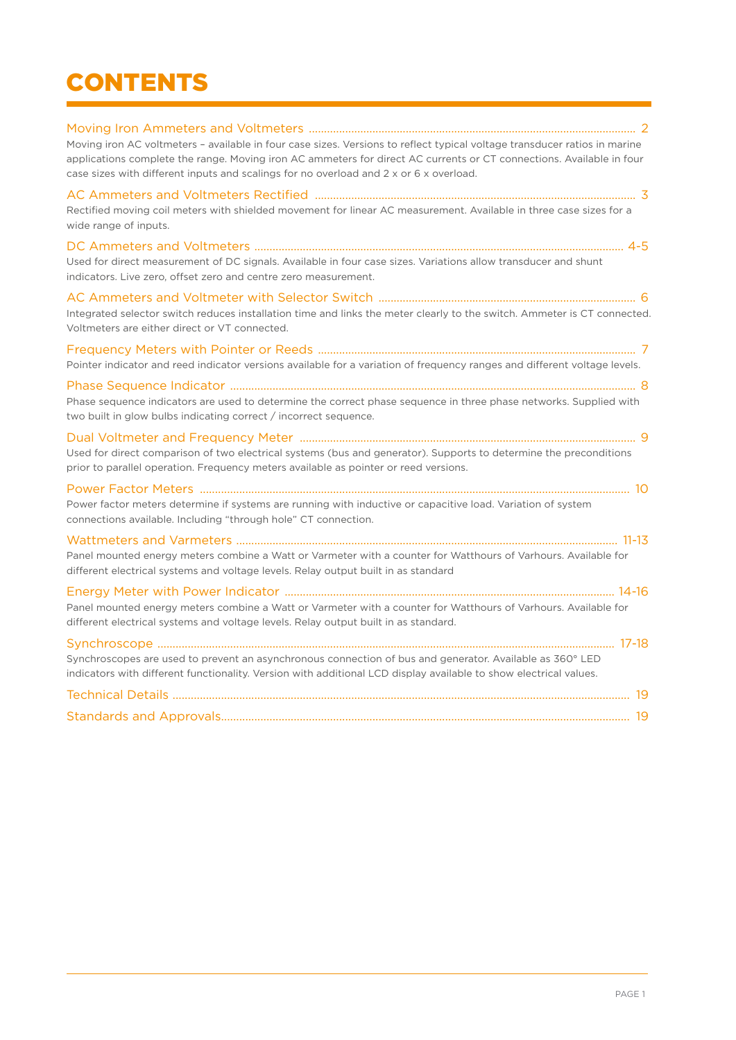# CONTENTS

Moving Iron Ammeters and Voltmeters ........................................................................................................ 2

Moving iron AC voltmeters – available in four case sizes. Versions to reflect typical voltage transducer ratios in marine applications complete the range. Moving iron AC ammeters for direct AC currents or CT connections. Available in four case sizes with different inputs and scalings for no overload and 2 x or 6 x overload.

AC Ammeters and Voltmeters Rectified ........................................................................................................ 3

Rectified moving coil meters with shielded movement for linear AC measurement. Available in three case sizes for a wide range of inputs.

DC Ammeters and Voltmeters ........................................................................................................ 4-5

Used for direct measurement of DC signals. Available in four case sizes. Variations allow transducer and shunt indicators. Live zero, offset zero and centre zero measurement.

AC Ammeters and Voltmeter with Selector Switch ........................................................................................................ 6

Integrated selector switch reduces installation time and links the meter clearly to the switch. Ammeter is CT connected. Voltmeters are either direct or VT connected.

Frequency Meters with Pointer or Reeds ........................................................................................................ 7

Pointer indicator and reed indicator versions available for a variation of frequency ranges and different voltage levels.

Phase Sequence Indicator ........................................................................................................ 8

Phase sequence indicators are used to determine the correct phase sequence in three phase networks. Supplied with two built in glow bulbs indicating correct / incorrect sequence.

Dual Voltmeter and Frequency Meter ........................................................................................................ 9

Used for direct comparison of two electrical systems (bus and generator). Supports to determine the preconditions prior to parallel operation. Frequency meters available as pointer or reed versions.

Power Factor Meters ........................................................................................................ 10

Power factor meters determine if systems are running with inductive or capacitive load. Variation of system connections available. Including "through hole" CT connection.

Wattmeters and Varmeters ........................................................................................................ 11-13

Panel mounted energy meters combine a Watt or Varmeter with a counter for Watthours of Varhours. Available for different electrical systems and voltage levels. Relay output built in as standard

Energy Meter with Power Indicator ........................................................................................................ 14-16

Panel mounted energy meters combine a Watt or Varmeter with a counter for Watthours of Varhours. Available for different electrical systems and voltage levels. Relay output built in as standard.

Synchroscope ........................................................................................................ 17-18

Synchroscopes are used to prevent an asynchronous connection of bus and generator. Available as 360° LED indicators with different functionality. Version with additional LCD display available to show electrical values.

Technical Details ........................................................................................................ 19

Standards and Approvals........................................................................................................ 19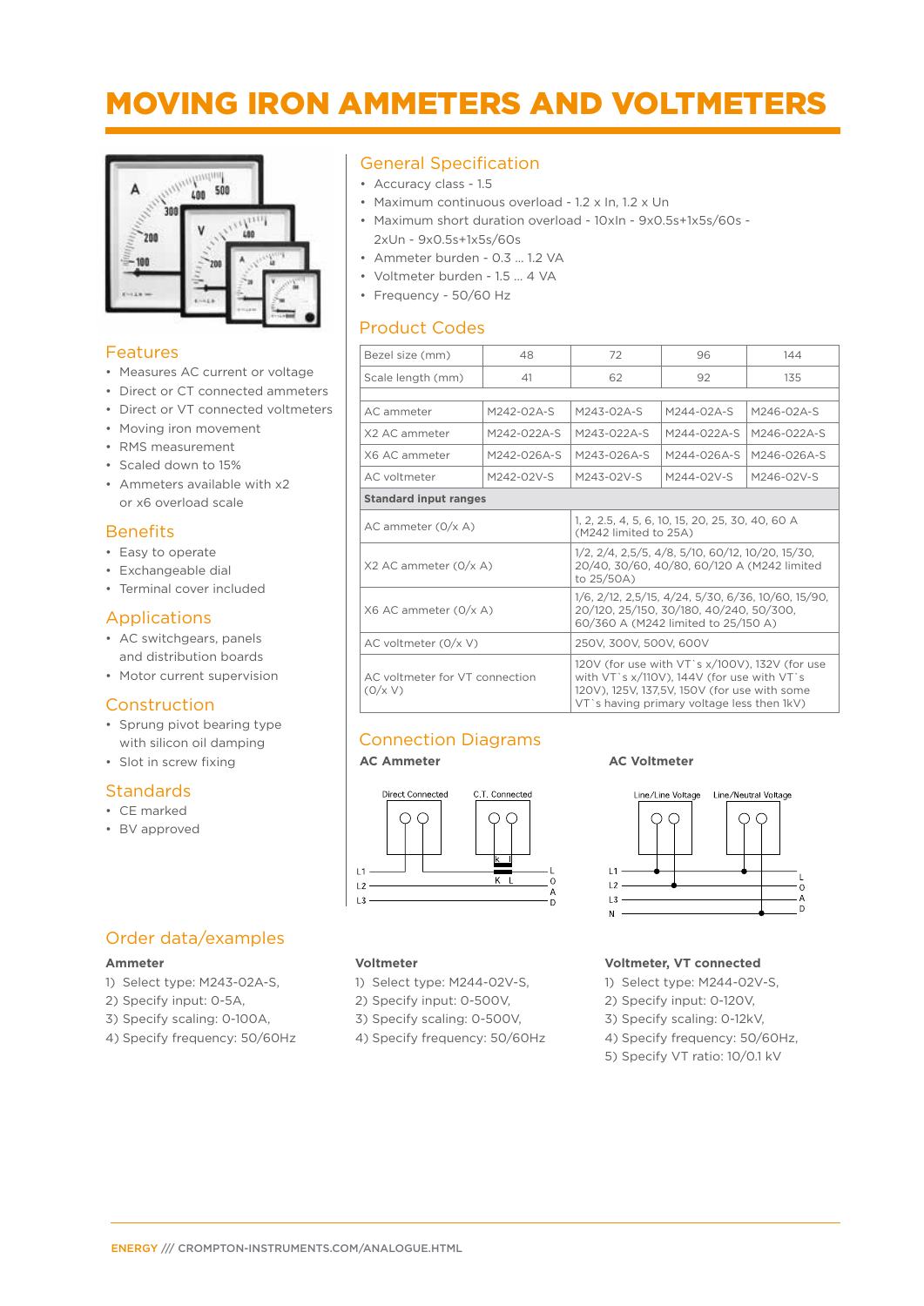# MOVING IRON AMMETERS AND VOLTMETERS

## Features

- Measures AC current or voltage
- Direct or CT connected ammeters
- Direct or VT connected voltmeters
- Moving iron movement
- RMS measurement
- Scaled down to 15%
- Ammeters available with x2 or x6 overload scale

## Benefits

- Easy to operate
- Exchangeable dial
- Terminal cover included

## Applications

- AC switchgears, panels and distribution boards
- Motor current supervision

## Construction

- Sprung pivot bearing type with silicon oil damping
- Slot in screw fixing

## Standards

- CE marked
- BV approved

## General Specification

- Accuracy class - 1.5
- Maximum continuous overload - 1.2 x In, 1.2 x Un
- Maximum short duration overload - 10xIn - 9x0.5s+1x5s/60s - 2xUn - 9x0.5s+1x5s/60s
- Ammeter burden - 0.3 ... 1.2 VA
- Voltmeter burden - 1.5 ... 4 VA
- Frequency - 50/60 Hz

## Product Codes

| Bezel size (mm) | 48 | 72 | 96 | 144 |
|---|---|---|---|---|
| Scale length (mm) | 41 | 62 | 92 | 135 |
| | | | | |
| AC ammeter | M242-02A-S | M243-02A-S | M244-02A-S | M246-02A-S |
| X2 AC ammeter | M242-022A-S | M243-022A-S | M244-022A-S | M246-022A-S |
| X6 AC ammeter | M242-026A-S | M243-026A-S | M244-026A-S | M246-026A-S |
| AC voltmeter | M242-02V-S | M243-02V-S | M244-02V-S | M246-02V-S |
| **Standard input ranges** | | | | |
| AC ammeter (0/x A) | | 1, 2, 2.5, 4, 5, 6, 10, 15, 20, 25, 30, 40, 60 A (M242 limited to 25A) | | |
| X2 AC ammeter (0/x A) | | 1/2, 2/4, 2,5/5, 4/8, 5/10, 60/12, 10/20, 15/30, 20/40, 30/60, 40/80, 60/120 A (M242 limited to 25/50A) | | |
| X6 AC ammeter (0/x A) | | 1/6, 2/12, 2,5/15, 4/24, 5/30, 6/36, 10/60, 15/90, 20/120, 25/150, 30/180, 40/240, 50/300, 60/360 A (M242 limited to 25/150 A) | | |
| AC voltmeter (0/x V) | | 250V, 300V, 500V, 600V | | |
| AC voltmeter for VT connection (0/x V) | | 120V (for use with VT`s x/100V), 132V (for use with VT`s x/110V), 144V (for use with VT`s 120V), 125V, 137,5V, 150V (for use with some VT`s having primary voltage less then 1kV) | | |

## Connection Diagrams

**AC Ammeter**

Direct Connected — C.T. Connected — L1, L2, L3 — LOAD

**AC Voltmeter**

Line/Line Voltage — Line/Neutral Voltage — L1, L2, L3, N — LOAD

## Order data/examples

**Ammeter**

1) Select type: M243-02A-S,
2) Specify input: 0-5A,
3) Specify scaling: 0-100A,
4) Specify frequency: 50/60Hz

**Voltmeter**

1) Select type: M244-02V-S,
2) Specify input: 0-500V,
3) Specify scaling: 0-500V,
4) Specify frequency: 50/60Hz

**Voltmeter, VT connected**

1) Select type: M244-02V-S,
2) Specify input: 0-120V,
3) Specify scaling: 0-12kV,
4) Specify frequency: 50/60Hz,
5) Specify VT ratio: 10/0.1 kV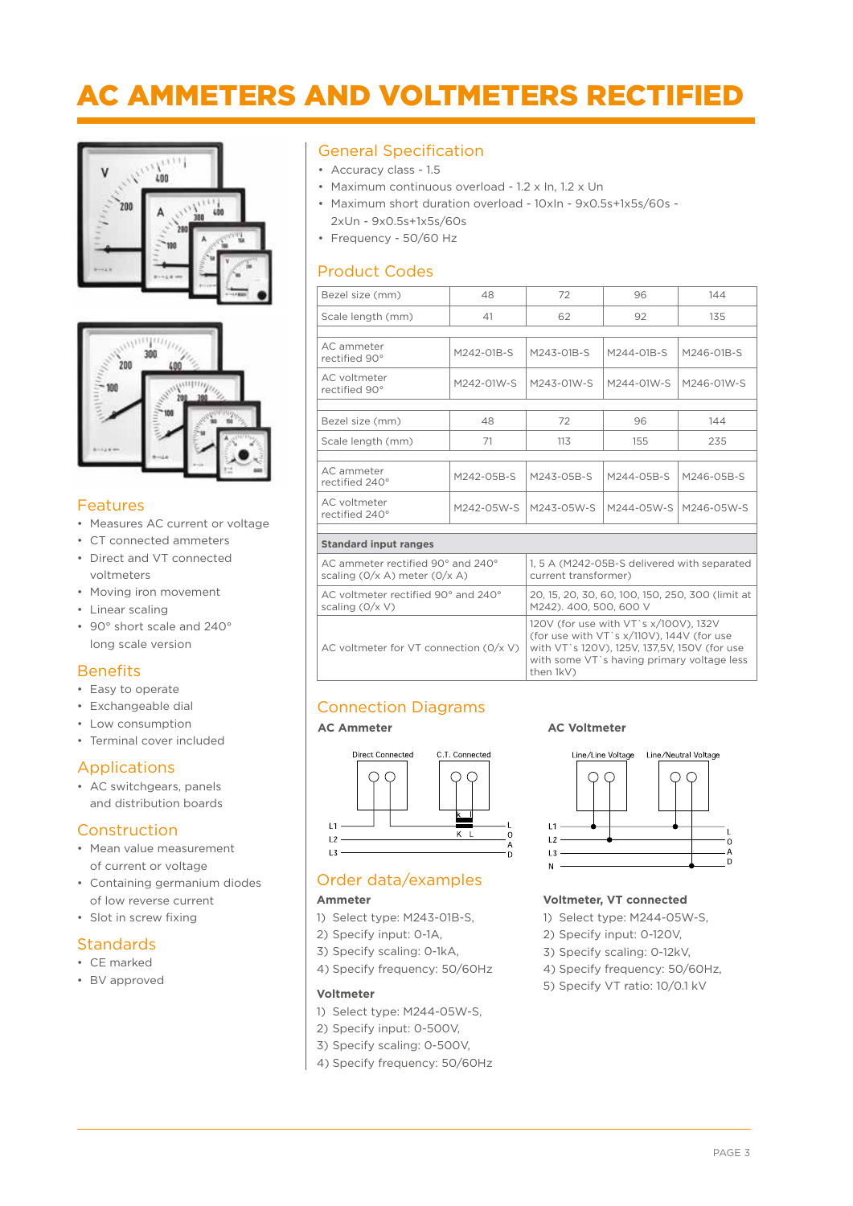# AC AMMETERS AND VOLTMETERS RECTIFIED

## Features

- Measures AC current or voltage
- CT connected ammeters
- Direct and VT connected voltmeters
- Moving iron movement
- Linear scaling
- 90° short scale and 240° long scale version

## Benefits

- Easy to operate
- Exchangeable dial
- Low consumption
- Terminal cover included

## Applications

- AC switchgears, panels and distribution boards

## Construction

- Mean value measurement of current or voltage
- Containing germanium diodes of low reverse current
- Slot in screw fixing

## Standards

- CE marked
- BV approved

## General Specification

- Accuracy class - 1.5
- Maximum continuous overload - 1.2 x In, 1.2 x Un
- Maximum short duration overload - 10xIn - 9x0.5s+1x5s/60s - 2xUn - 9x0.5s+1x5s/60s
- Frequency - 50/60 Hz

## Product Codes

| Bezel size (mm) | 48 | 72 | 96 | 144 |
|---|---|---|---|---|
| Scale length (mm) | 41 | 62 | 92 | 135 |
| AC ammeter rectified 90° | M242-01B-S | M243-01B-S | M244-01B-S | M246-01B-S |
| AC voltmeter rectified 90° | M242-01W-S | M243-01W-S | M244-01W-S | M246-01W-S |

| Bezel size (mm) | 48 | 72 | 96 | 144 |
|---|---|---|---|---|
| Scale length (mm) | 71 | 113 | 155 | 235 |
| AC ammeter rectified 240° | M242-05B-S | M243-05B-S | M244-05B-S | M246-05B-S |
| AC voltmeter rectified 240° | M242-05W-S | M243-05W-S | M244-05W-S | M246-05W-S |

| Standard input ranges | |
|---|---|
| AC ammeter rectified 90° and 240° scaling (0/x A) meter (0/x A) | 1, 5 A (M242-05B-S delivered with separated current transformer) |
| AC voltmeter rectified 90° and 240° scaling (0/x V) | 20, 15, 20, 30, 60, 100, 150, 250, 300 (limit at M242). 400, 500, 600 V |
| AC voltmeter for VT connection (0/x V) | 120V (for use with VT`s x/100V), 132V (for use with VT`s x/110V), 144V (for use with VT`s 120V), 125V, 137,5V, 150V (for use with some VT`s having primary voltage less then 1kV) |

## Connection Diagrams

**AC Ammeter**

Direct Connected · C.T. Connected

**AC Voltmeter**

Line/Line Voltage · Line/Neutral Voltage

## Order data/examples

**Ammeter**

1) Select type: M243-01B-S,
2) Specify input: 0-1A,
3) Specify scaling: 0-1kA,
4) Specify frequency: 50/60Hz

**Voltmeter**

1) Select type: M244-05W-S,
2) Specify input: 0-500V,
3) Specify scaling: 0-500V,
4) Specify frequency: 50/60Hz

**Voltmeter, VT connected**

1) Select type: M244-05W-S,
2) Specify input: 0-120V,
3) Specify scaling: 0-12kV,
4) Specify frequency: 50/60Hz,
5) Specify VT ratio: 10/0.1 kV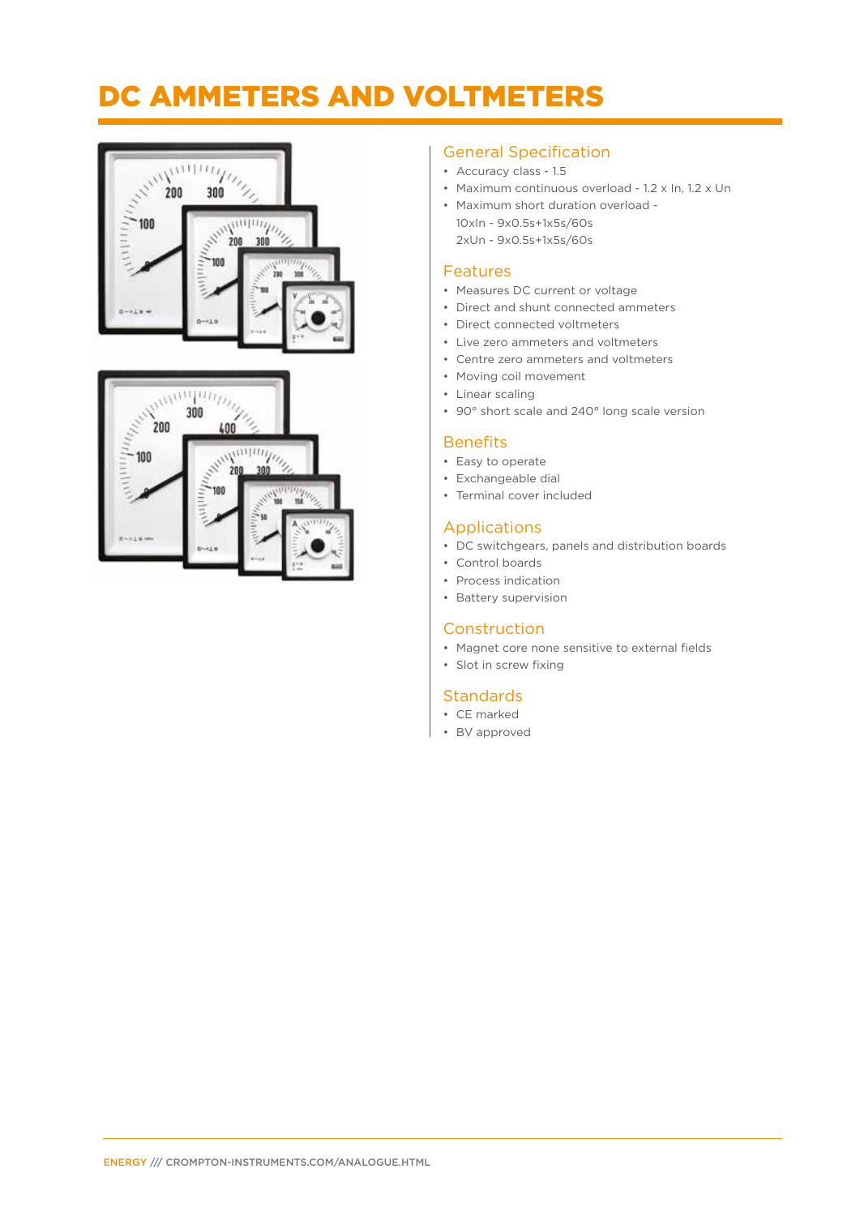# DC AMMETERS AND VOLTMETERS

## General Specification

- Accuracy class - 1.5
- Maximum continuous overload - 1.2 x In, 1.2 x Un
- Maximum short duration overload -
  10xIn - 9x0.5s+1x5s/60s
  2xUn - 9x0.5s+1x5s/60s

## Features

- Measures DC current or voltage
- Direct and shunt connected ammeters
- Direct connected voltmeters
- Live zero ammeters and voltmeters
- Centre zero ammeters and voltmeters
- Moving coil movement
- Linear scaling
- 90° short scale and 240° long scale version

## Benefits

- Easy to operate
- Exchangeable dial
- Terminal cover included

## Applications

- DC switchgears, panels and distribution boards
- Control boards
- Process indication
- Battery supervision

## Construction

- Magnet core none sensitive to external fields
- Slot in screw fixing

## Standards

- CE marked
- BV approved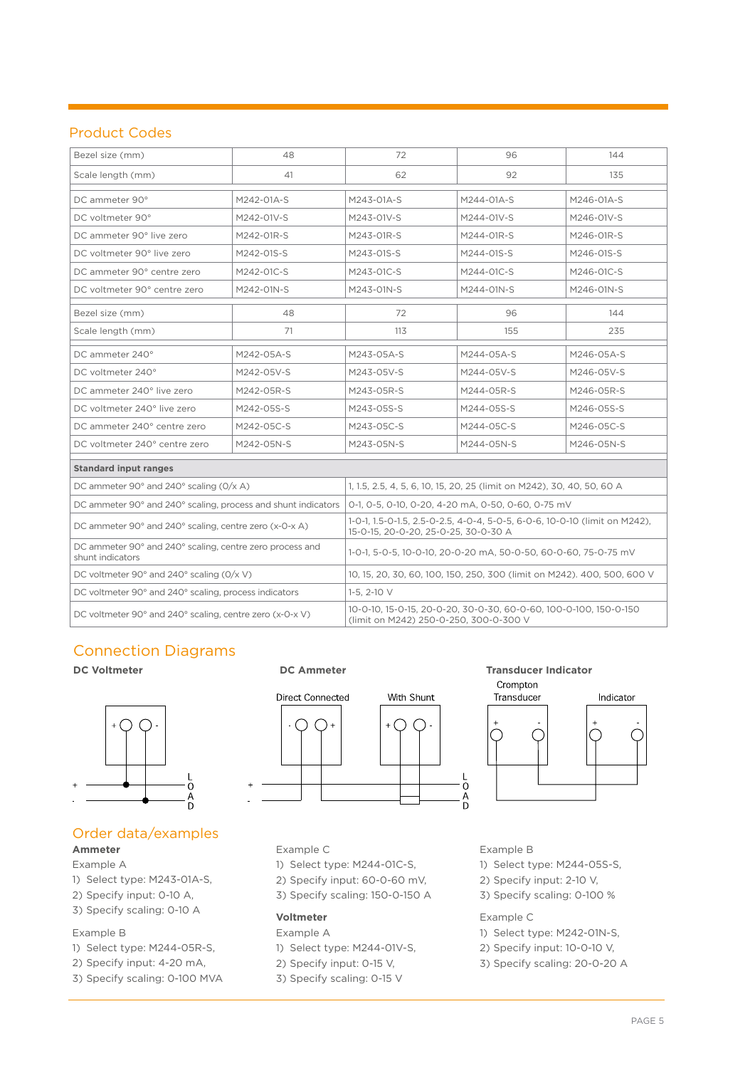## Product Codes

| Bezel size (mm) | 48 | 72 | 96 | 144 |
|---|---|---|---|---|
| Scale length (mm) | 41 | 62 | 92 | 135 |
| DC ammeter 90° | M242-01A-S | M243-01A-S | M244-01A-S | M246-01A-S |
| DC voltmeter 90° | M242-01V-S | M243-01V-S | M244-01V-S | M246-01V-S |
| DC ammeter 90° live zero | M242-01R-S | M243-01R-S | M244-01R-S | M246-01R-S |
| DC voltmeter 90° live zero | M242-01S-S | M243-01S-S | M244-01S-S | M246-01S-S |
| DC ammeter 90° centre zero | M242-01C-S | M243-01C-S | M244-01C-S | M246-01C-S |
| DC voltmeter 90° centre zero | M242-01N-S | M243-01N-S | M244-01N-S | M246-01N-S |
| Bezel size (mm) | 48 | 72 | 96 | 144 |
| Scale length (mm) | 71 | 113 | 155 | 235 |
| DC ammeter 240° | M242-05A-S | M243-05A-S | M244-05A-S | M246-05A-S |
| DC voltmeter 240° | M242-05V-S | M243-05V-S | M244-05V-S | M246-05V-S |
| DC ammeter 240° live zero | M242-05R-S | M243-05R-S | M244-05R-S | M246-05R-S |
| DC voltmeter 240° live zero | M242-05S-S | M243-05S-S | M244-05S-S | M246-05S-S |
| DC ammeter 240° centre zero | M242-05C-S | M243-05C-S | M244-05C-S | M246-05C-S |
| DC voltmeter 240° centre zero | M242-05N-S | M243-05N-S | M244-05N-S | M246-05N-S |

| **Standard input ranges** | |
|---|---|
| DC ammeter 90° and 240° scaling (0/x A) | 1, 1.5, 2.5, 4, 5, 6, 10, 15, 20, 25 (limit on M242), 30, 40, 50, 60 A |
| DC ammeter 90° and 240° scaling, process and shunt indicators | 0-1, 0-5, 0-10, 0-20, 4-20 mA, 0-50, 0-60, 0-75 mV |
| DC ammeter 90° and 240° scaling, centre zero (x-0-x A) | 1-0-1, 1.5-0-1.5, 2.5-0-2.5, 4-0-4, 5-0-5, 6-0-6, 10-0-10 (limit on M242), 15-0-15, 20-0-20, 25-0-25, 30-0-30 A |
| DC ammeter 90° and 240° scaling, centre zero process and shunt indicators | 1-0-1, 5-0-5, 10-0-10, 20-0-20 mA, 50-0-50, 60-0-60, 75-0-75 mV |
| DC voltmeter 90° and 240° scaling (0/x V) | 10, 15, 20, 30, 60, 100, 150, 250, 300 (limit on M242). 400, 500, 600 V |
| DC voltmeter 90° and 240° scaling, process indicators | 1-5, 2-10 V |
| DC voltmeter 90° and 240° scaling, centre zero (x-0-x V) | 10-0-10, 15-0-15, 20-0-20, 30-0-30, 60-0-60, 100-0-100, 150-0-150 (limit on M242) 250-0-250, 300-0-300 V |

## Connection Diagrams

**DC Voltmeter**

**DC Ammeter**

Direct Connected

With Shunt

**Transducer Indicator**

Crompton Transducer

Indicator

## Order data/examples

**Ammeter**

Example A
1) Select type: M243-01A-S,
2) Specify input: 0-10 A,
3) Specify scaling: 0-10 A

Example B
1) Select type: M244-05R-S,
2) Specify input: 4-20 mA,
3) Specify scaling: 0-100 MVA

Example C
1) Select type: M244-01C-S,
2) Specify input: 60-0-60 mV,
3) Specify scaling: 150-0-150 A

**Voltmeter**

Example A
1) Select type: M244-01V-S,
2) Specify input: 0-15 V,
3) Specify scaling: 0-15 V

Example B
1) Select type: M244-05S-S,
2) Specify input: 2-10 V,
3) Specify scaling: 0-100 %

Example C
1) Select type: M242-01N-S,
2) Specify input: 10-0-10 V,
3) Specify scaling: 20-0-20 A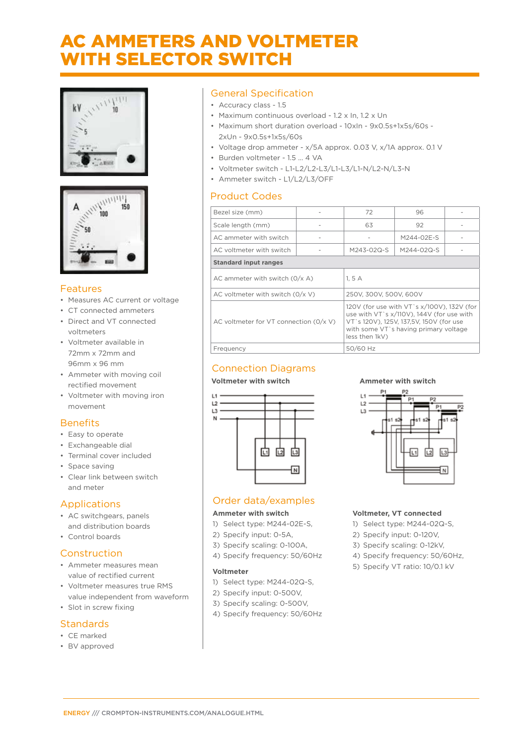# AC AMMETERS AND VOLTMETER WITH SELECTOR SWITCH

## Features

- Measures AC current or voltage
- CT connected ammeters
- Direct and VT connected voltmeters
- Voltmeter available in 72mm x 72mm and 96mm x 96 mm
- Ammeter with moving coil rectified movement
- Voltmeter with moving iron movement

## Benefits

- Easy to operate
- Exchangeable dial
- Terminal cover included
- Space saving
- Clear link between switch and meter

## Applications

- AC switchgears, panels and distribution boards
- Control boards

## Construction

- Ammeter measures mean value of rectified current
- Voltmeter measures true RMS value independent from waveform
- Slot in screw fixing

## Standards

- CE marked
- BV approved

## General Specification

- Accuracy class - 1.5
- Maximum continuous overload - 1.2 x In, 1.2 x Un
- Maximum short duration overload - 10xIn - 9x0.5s+1x5s/60s - 2xUn - 9x0.5s+1x5s/60s
- Voltage drop ammeter - x/5A approx. 0.03 V, x/1A approx. 0.1 V
- Burden voltmeter - 1.5 ... 4 VA
- Voltmeter switch - L1-L2/L2-L3/L1-L3/L1-N/L2-N/L3-N
- Ammeter switch - L1/L2/L3/OFF

## Product Codes

| Bezel size (mm) | - | 72 | 96 | - |
|---|---|---|---|---|
| Scale length (mm) | - | 63 | 92 | - |
| AC ammeter with switch | - | - | M244-02E-S | - |
| AC voltmeter with switch | - | M243-02Q-S | M244-02Q-S | - |
| **Standard input ranges** | | | | |
| AC ammeter with switch (0/x A) | 1, 5 A | | | |
| AC voltmeter with switch (0/x V) | 250V, 300V, 500V, 600V | | | |
| AC voltmeter for VT connection (0/x V) | 120V (for use with VT`s x/100V), 132V (for use with VT`s x/110V), 144V (for use with VT`s 120V), 125V, 137,5V, 150V (for use with some VT`s having primary voltage less then 1kV) | | | |
| Frequency | 50/60 Hz | | | |

## Connection Diagrams

**Voltmeter with switch**

**Ammeter with switch**

## Order data/examples

**Ammeter with switch**

1) Select type: M244-02E-S,
2) Specify input: 0-5A,
3) Specify scaling: 0-100A,
4) Specify frequency: 50/60Hz

**Voltmeter**

1) Select type: M244-02Q-S,
2) Specify input: 0-500V,
3) Specify scaling: 0-500V,
4) Specify frequency: 50/60Hz

**Voltmeter, VT connected**

1) Select type: M244-02Q-S,
2) Specify input: 0-120V,
3) Specify scaling: 0-12kV,
4) Specify frequency: 50/60Hz,
5) Specify VT ratio: 10/0.1 kV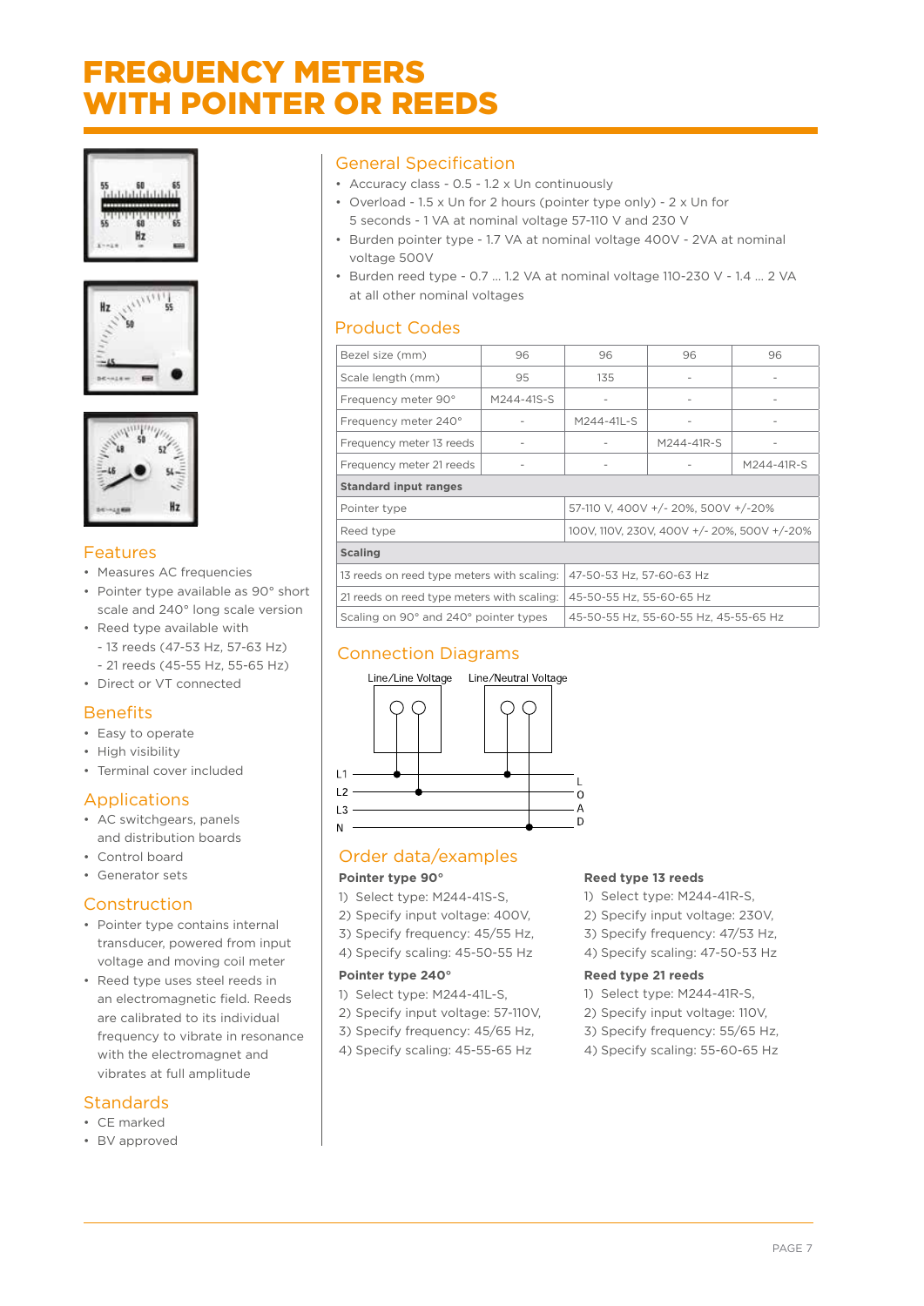# FREQUENCY METERS WITH POINTER OR REEDS

## Features

- Measures AC frequencies
- Pointer type available as 90° short scale and 240° long scale version
- Reed type available with
  - 13 reeds (47-53 Hz, 57-63 Hz)
  - 21 reeds (45-55 Hz, 55-65 Hz)
- Direct or VT connected

## Benefits

- Easy to operate
- High visibility
- Terminal cover included

## Applications

- AC switchgears, panels and distribution boards
- Control board
- Generator sets

## Construction

- Pointer type contains internal transducer, powered from input voltage and moving coil meter
- Reed type uses steel reeds in an electromagnetic field. Reeds are calibrated to its individual frequency to vibrate in resonance with the electromagnet and vibrates at full amplitude

## Standards

- CE marked
- BV approved

## General Specification

- Accuracy class - 0.5 - 1.2 x Un continuously
- Overload - 1.5 x Un for 2 hours (pointer type only) - 2 x Un for 5 seconds - 1 VA at nominal voltage 57-110 V and 230 V
- Burden pointer type - 1.7 VA at nominal voltage 400V - 2VA at nominal voltage 500V
- Burden reed type - 0.7 ... 1.2 VA at nominal voltage 110-230 V - 1.4 ... 2 VA at all other nominal voltages

## Product Codes

| Bezel size (mm) | 96 | 96 | 96 | 96 |
|---|---|---|---|---|
| Scale length (mm) | 95 | 135 | - | - |
| Frequency meter 90° | M244-41S-S | - | - | - |
| Frequency meter 240° | - | M244-41L-S | - | - |
| Frequency meter 13 reeds | - | - | M244-41R-S | - |
| Frequency meter 21 reeds | - | - | - | M244-41R-S |
| **Standard input ranges** | | | | |
| Pointer type | | 57-110 V, 400V +/- 20%, 500V +/-20% | | |
| Reed type | | 100V, 110V, 230V, 400V +/- 20%, 500V +/-20% | | |
| **Scaling** | | | | |
| 13 reeds on reed type meters with scaling: | | 47-50-53 Hz, 57-60-63 Hz | | |
| 21 reeds on reed type meters with scaling: | | 45-50-55 Hz, 55-60-65 Hz | | |
| Scaling on 90° and 240° pointer types | | 45-50-55 Hz, 55-60-55 Hz, 45-55-65 Hz | | |

## Connection Diagrams

Line/Line Voltage  Line/Neutral Voltage

L1
L2
L3
N
LOAD

## Order data/examples

**Pointer type 90°**

1) Select type: M244-41S-S,
2) Specify input voltage: 400V,
3) Specify frequency: 45/55 Hz,
4) Specify scaling: 45-50-55 Hz

**Pointer type 240°**

1) Select type: M244-41L-S,
2) Specify input voltage: 57-110V,
3) Specify frequency: 45/65 Hz,
4) Specify scaling: 45-55-65 Hz

**Reed type 13 reeds**

1) Select type: M244-41R-S,
2) Specify input voltage: 230V,
3) Specify frequency: 47/53 Hz,
4) Specify scaling: 47-50-53 Hz

**Reed type 21 reeds**

1) Select type: M244-41R-S,
2) Specify input voltage: 110V,
3) Specify frequency: 55/65 Hz,
4) Specify scaling: 55-60-65 Hz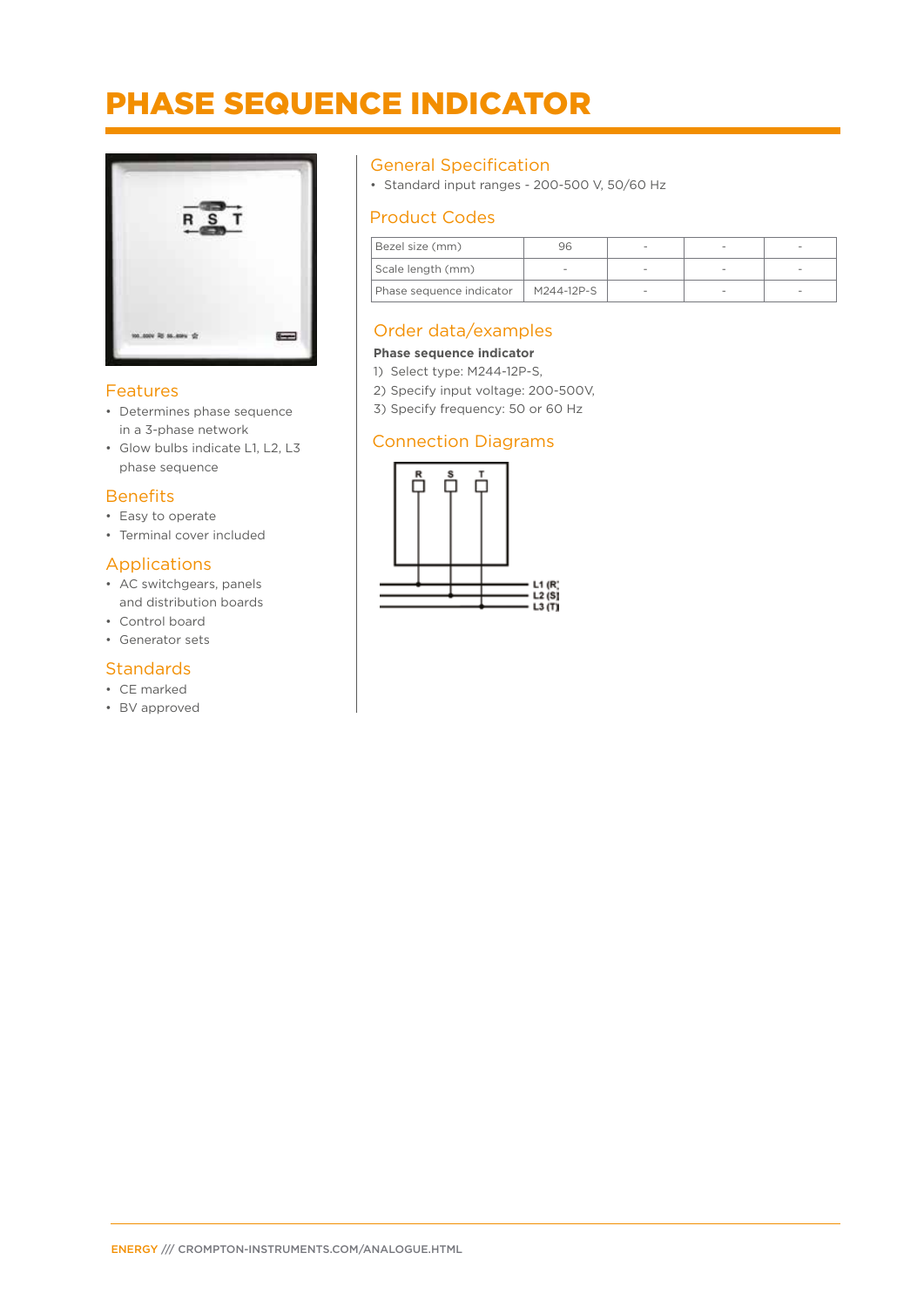# PHASE SEQUENCE INDICATOR

## Features

- Determines phase sequence in a 3-phase network
- Glow bulbs indicate L1, L2, L3 phase sequence

## Benefits

- Easy to operate
- Terminal cover included

## Applications

- AC switchgears, panels and distribution boards
- Control board
- Generator sets

## Standards

- CE marked
- BV approved

## General Specification

- Standard input ranges - 200-500 V, 50/60 Hz

## Product Codes

| Bezel size (mm) | 96 | - | - | - |
|---|---|---|---|---|
| Scale length (mm) | - | - | - | - |
| Phase sequence indicator | M244-12P-S | - | - | - |

## Order data/examples

**Phase sequence indicator**

1) Select type: M244-12P-S,
2) Specify input voltage: 200-500V,
3) Specify frequency: 50 or 60 Hz

## Connection Diagrams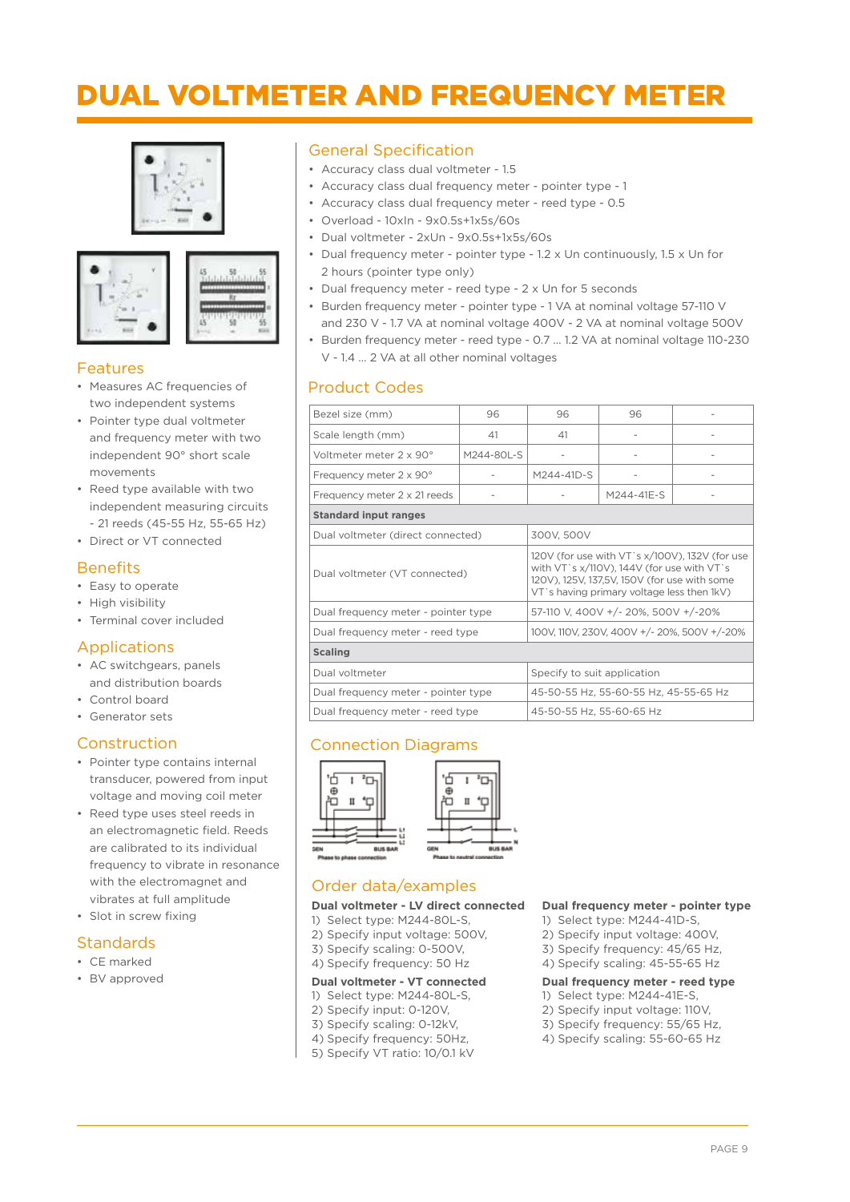# DUAL VOLTMETER AND FREQUENCY METER

## Features

- Measures AC frequencies of two independent systems
- Pointer type dual voltmeter and frequency meter with two independent 90° short scale movements
- Reed type available with two independent measuring circuits - 21 reeds (45-55 Hz, 55-65 Hz)
- Direct or VT connected

## Benefits

- Easy to operate
- High visibility
- Terminal cover included

## Applications

- AC switchgears, panels and distribution boards
- Control board
- Generator sets

## Construction

- Pointer type contains internal transducer, powered from input voltage and moving coil meter
- Reed type uses steel reeds in an electromagnetic field. Reeds are calibrated to its individual frequency to vibrate in resonance with the electromagnet and vibrates at full amplitude
- Slot in screw fixing

## Standards

- CE marked
- BV approved

## General Specification

- Accuracy class dual voltmeter - 1.5
- Accuracy class dual frequency meter - pointer type - 1
- Accuracy class dual frequency meter - reed type - 0.5
- Overload - 10xIn - 9x0.5s+1x5s/60s
- Dual voltmeter - 2xUn - 9x0.5s+1x5s/60s
- Dual frequency meter - pointer type - 1.2 x Un continuously, 1.5 x Un for 2 hours (pointer type only)
- Dual frequency meter - reed type - 2 x Un for 5 seconds
- Burden frequency meter - pointer type - 1 VA at nominal voltage 57-110 V and 230 V - 1.7 VA at nominal voltage 400V - 2 VA at nominal voltage 500V
- Burden frequency meter - reed type - 0.7 ... 1.2 VA at nominal voltage 110-230 V - 1.4 ... 2 VA at all other nominal voltages

## Product Codes

| Bezel size (mm) | 96 | 96 | 96 | - |
|---|---|---|---|---|
| Scale length (mm) | 41 | 41 | - | - |
| Voltmeter meter 2 x 90° | M244-80L-S | - | - | - |
| Frequency meter 2 x 90° | - | M244-41D-S | - | - |
| Frequency meter 2 x 21 reeds | - | - | M244-41E-S | - |
| **Standard input ranges** | | | | |
| Dual voltmeter (direct connected) | | 300V, 500V | | |
| Dual voltmeter (VT connected) | | 120V (for use with VT`s x/100V), 132V (for use with VT`s x/110V), 144V (for use with VT`s 120V), 125V, 137,5V, 150V (for use with some VT`s having primary voltage less then 1kV) | | |
| Dual frequency meter - pointer type | | 57-110 V, 400V +/- 20%, 500V +/-20% | | |
| Dual frequency meter - reed type | | 100V, 110V, 230V, 400V +/- 20%, 500V +/-20% | | |
| **Scaling** | | | | |
| Dual voltmeter | | Specify to suit application | | |
| Dual frequency meter - pointer type | | 45-50-55 Hz, 55-60-55 Hz, 45-55-65 Hz | | |
| Dual frequency meter - reed type | | 45-50-55 Hz, 55-60-65 Hz | | |

## Connection Diagrams

Phase to phase connection

Phase to neutral connection

## Order data/examples

**Dual voltmeter - LV direct connected**

1) Select type: M244-80L-S,
2) Specify input voltage: 500V,
3) Specify scaling: 0-500V,
4) Specify frequency: 50 Hz

**Dual voltmeter - VT connected**

1) Select type: M244-80L-S,
2) Specify input: 0-120V,
3) Specify scaling: 0-12kV,
4) Specify frequency: 50Hz,
5) Specify VT ratio: 10/0.1 kV

**Dual frequency meter - pointer type**

1) Select type: M244-41D-S,
2) Specify input voltage: 400V,
3) Specify frequency: 45/65 Hz,
4) Specify scaling: 45-55-65 Hz

**Dual frequency meter - reed type**

1) Select type: M244-41E-S,
2) Specify input voltage: 110V,
3) Specify frequency: 55/65 Hz,
4) Specify scaling: 55-60-65 Hz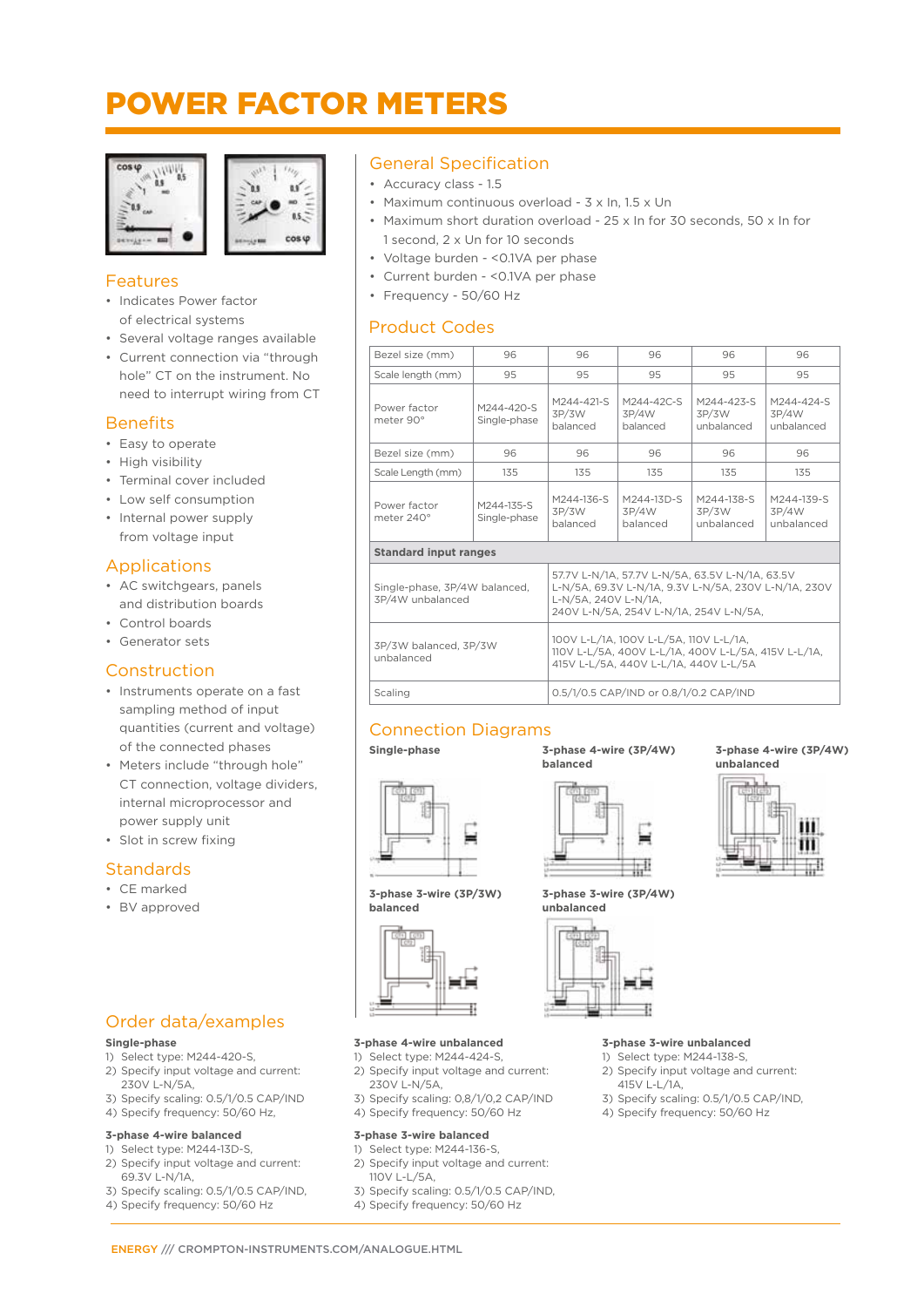# POWER FACTOR METERS

## Features

- Indicates Power factor of electrical systems
- Several voltage ranges available
- Current connection via "through hole" CT on the instrument. No need to interrupt wiring from CT

## Benefits

- Easy to operate
- High visibility
- Terminal cover included
- Low self consumption
- Internal power supply from voltage input

## Applications

- AC switchgears, panels and distribution boards
- Control boards
- Generator sets

## Construction

- Instruments operate on a fast sampling method of input quantities (current and voltage) of the connected phases
- Meters include "through hole" CT connection, voltage dividers, internal microprocessor and power supply unit
- Slot in screw fixing

## Standards

- CE marked
- BV approved

## General Specification

- Accuracy class - 1.5
- Maximum continuous overload - 3 x In, 1.5 x Un
- Maximum short duration overload - 25 x In for 30 seconds, 50 x In for 1 second, 2 x Un for 10 seconds
- Voltage burden - <0.1VA per phase
- Current burden - <0.1VA per phase
- Frequency - 50/60 Hz

## Product Codes

| Bezel size (mm) | 96 | 96 | 96 | 96 | 96 |
|---|---|---|---|---|---|
| Scale length (mm) | 95 | 95 | 95 | 95 | 95 |
| Power factor meter 90° | M244-420-S Single-phase | M244-421-S 3P/3W balanced | M244-42C-S 3P/4W balanced | M244-423-S 3P/3W unbalanced | M244-424-S 3P/4W unbalanced |
| Bezel size (mm) | 96 | 96 | 96 | 96 | 96 |
| Scale Length (mm) | 135 | 135 | 135 | 135 | 135 |
| Power factor meter 240° | M244-135-S Single-phase | M244-136-S 3P/3W balanced | M244-13D-S 3P/4W balanced | M244-138-S 3P/3W unbalanced | M244-139-S 3P/4W unbalanced |
| **Standard input ranges** | | | | | |
| Single-phase, 3P/4W balanced, 3P/4W unbalanced | 57.7V L-N/1A, 57.7V L-N/5A, 63.5V L-N/1A, 63.5V L-N/5A, 69.3V L-N/1A, 9.3V L-N/5A, 230V L-N/1A, 230V L-N/5A, 240V L-N/1A, 240V L-N/5A, 254V L-N/1A, 254V L-N/5A, | | | | |
| 3P/3W balanced, 3P/3W unbalanced | 100V L-L/1A, 100V L-L/5A, 110V L-L/1A, 110V L-L/5A, 400V L-L/1A, 400V L-L/5A, 415V L-L/1A, 415V L-L/5A, 440V L-L/1A, 440V L-L/5A | | | | |
| Scaling | 0.5/1/0.5 CAP/IND or 0.8/1/0.2 CAP/IND | | | | |

## Connection Diagrams

**Single-phase**

**3-phase 4-wire (3P/4W) balanced**

**3-phase 4-wire (3P/4W) unbalanced**

**3-phase 3-wire (3P/3W) balanced**

**3-phase 3-wire (3P/4W) unbalanced**

## Order data/examples

**Single-phase**

1) Select type: M244-420-S,
2) Specify input voltage and current: 230V L-N/5A,
3) Specify scaling: 0.5/1/0.5 CAP/IND
4) Specify frequency: 50/60 Hz,

**3-phase 4-wire balanced**

1) Select type: M244-13D-S,
2) Specify input voltage and current: 69.3V L-N/1A,
3) Specify scaling: 0.5/1/0.5 CAP/IND,
4) Specify frequency: 50/60 Hz

**3-phase 4-wire unbalanced**

1) Select type: M244-424-S,
2) Specify input voltage and current: 230V L-N/5A,
3) Specify scaling: 0,8/1/0,2 CAP/IND
4) Specify frequency: 50/60 Hz

**3-phase 3-wire balanced**

1) Select type: M244-136-S,
2) Specify input voltage and current: 110V L-L/5A,
3) Specify scaling: 0.5/1/0.5 CAP/IND,
4) Specify frequency: 50/60 Hz

**3-phase 3-wire unbalanced**

1) Select type: M244-138-S,
2) Specify input voltage and current: 415V L-L/1A,
3) Specify scaling: 0.5/1/0.5 CAP/IND,
4) Specify frequency: 50/60 Hz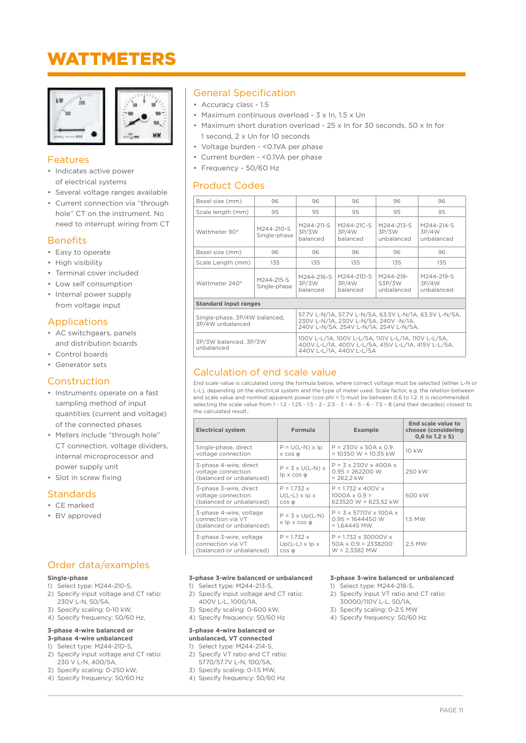# WATTMETERS

## Features

- Indicates active power of electrical systems
- Several voltage ranges available
- Current connection via "through hole" CT on the instrument. No need to interrupt wiring from CT

## Benefits

- Easy to operate
- High visibility
- Terminal cover included
- Low self consumption
- Internal power supply from voltage input

## Applications

- AC switchgears, panels and distribution boards
- Control boards
- Generator sets

## Construction

- Instruments operate on a fast sampling method of input quantities (current and voltage) of the connected phases
- Meters include "through hole" CT connection, voltage dividers, internal microprocessor and power supply unit
- Slot in screw fixing

## Standards

- CE marked
- BV approved

## General Specification

- Accuracy class - 1.5
- Maximum continuous overload - 3 x In, 1.5 x Un
- Maximum short duration overload - 25 x In for 30 seconds, 50 x In for 1 second, 2 x Un for 10 seconds
- Voltage burden - <0.1VA per phase
- Current burden - <0.1VA per phase
- Frequency - 50/60 Hz

## Product Codes

| Bezel size (mm) | 96 | 96 | 96 | 96 | 96 |
|---|---|---|---|---|---|
| Scale length (mm) | 95 | 95 | 95 | 95 | 95 |
| Wattmeter 90° | M244-210-S Single-phase | M244-211-S 3P/3W balanced | M244-21C-S 3P/4W balanced | M244-213-S 3P/3W unbalanced | M244-214-S 3P/4W unbalanced |
| Bezel size (mm) | 96 | 96 | 96 | 96 | 96 |
| Scale Length (mm) | 135 | 135 | 135 | 135 | 135 |
| Wattmeter 240° | M244-215-S Single-phase | M244-216-S 3P/3W balanced | M244-21D-S 3P/4W balanced | M244-218-S3P/3W unbalanced | M244-219-S 3P/4W unbalanced |
| **Standard input ranges** | | | | | |
| Single-phase, 3P/4W balanced, 3P/4W unbalanced | 57.7V L-N/1A, 57.7V L-N/5A, 63.5V L-N/1A, 63.5V L-N/5A, 230V L-N/1A, 230V L-N/5A, 240V -N/1A, 240V L-N/5A, 254V L-N/1A, 254V L-N/5A, | | | | |
| 3P/3W balanced, 3P/3W unbalanced | 100V L-L/1A, 100V L-L/5A, 110V L-L/1A, 110V L-L/5A, 400V L-L/1A, 400V L-L/5A, 415V L-L/1A, 415V L-L/5A, 440V L-L/1A, 440V L-L/5A | | | | |

## Calculation of end scale value

End scale value is calculated using the formula below, where correct voltage must be selected (either L-N or L-L), depending on the electrical system and the type of meter used. Scale factor, e.g. the relation between end scale value and nominal apparent power (cos-phi = 1) must be between 0.6 to 1.2. It is recommended selecting the scale value from 1 - 1.2 - 1.25 - 1.5 - 2 - 2.5 - 3 - 4 - 5 - 6 - 7.5 - 8 (and their decades) closest to the calculated result..

| Electrical system | Formula | Example | End scale value to choose (considering 0,6 to 1.2 x S) |
|---|---|---|---|
| Single-phase, direct voltage connection | P = U(L-N) x Ip x cos φ | P = 230V x 50A x 0.9 = 10350 W = 10.35 kW | 10 kW |
| 3-phase 4-wire, direct voltage connection (balanced or unbalanced) | P = 3 x U(L-N) x Ip x cos φ | P = 3 x 230V x 400A x 0.95 = 262200 W = 262,2 kW | 250 kW |
| 3-phase 3-wire, direct voltage connection (balanced or unbalanced) | P = 1.732 x U(L-L) x Ip x cos φ | P = 1.732 x 400V x 1000A x 0,9 = 623520 W = 623,52 kW | 600 kW |
| 3-phase 4-wire, voltage connection via VT (balanced or unbalanced) | P = 3 x Up(L-N) x Ip x cos φ | P = 3 x 5770V x 100A x 0.95 = 1644450 W = 1,64445 MW | 1.5 MW |
| 3-phase 3-wire, voltage connection via VT (balanced or unbalanced) | P = 1.732 x Up(L-L) x Ip x cos φ | P = 1.732 x 30000V x 50A x 0,9 = 2338200 W = 2,3382 MW | 2,5 MW |

## Order data/examples

**Single-phase**

1) Select type: M244-210-S,
2) Specify input voltage and CT ratio: 230V L-N, 50/5A,
3) Specify scaling: 0-10 kW,
4) Specify frequency: 50/60 Hz,

**3-phase 4-wire balanced or 3-phase 4-wire unbalanced**

1) Select type: M244-21D-S,
2) Specify input voltage and CT ratio: 230 V L-N, 400/5A,
3) Specify scaling: 0-250 kW,
4) Specify frequency: 50/60 Hz

**3-phase 3-wire balanced or unbalanced**

1) Select type: M244-213-S,
2) Specify input voltage and CT ratio: 400V L-L, 1000/1A,
3) Specify scaling: 0-600 kW,
4) Specify frequency: 50/60 Hz

**3-phase 4-wire balanced or unbalanced, VT connected**

1) Select type: M244-214-S,
2) Specify VT ratio and CT ratio: 5770/57.7V L-N, 100/5A,
3) Specify scaling: 0-1.5 MW,
4) Specify frequency: 50/60 Hz

**3-phase 3-wire balanced or unbalanced**

1) Select type: M244-218-S,
2) Specify input VT ratio and CT ratio: 30000/110V L-L, 50/1A,
3) Specify scaling: 0-2.5 MW
4) Specify frequency: 50/60 Hz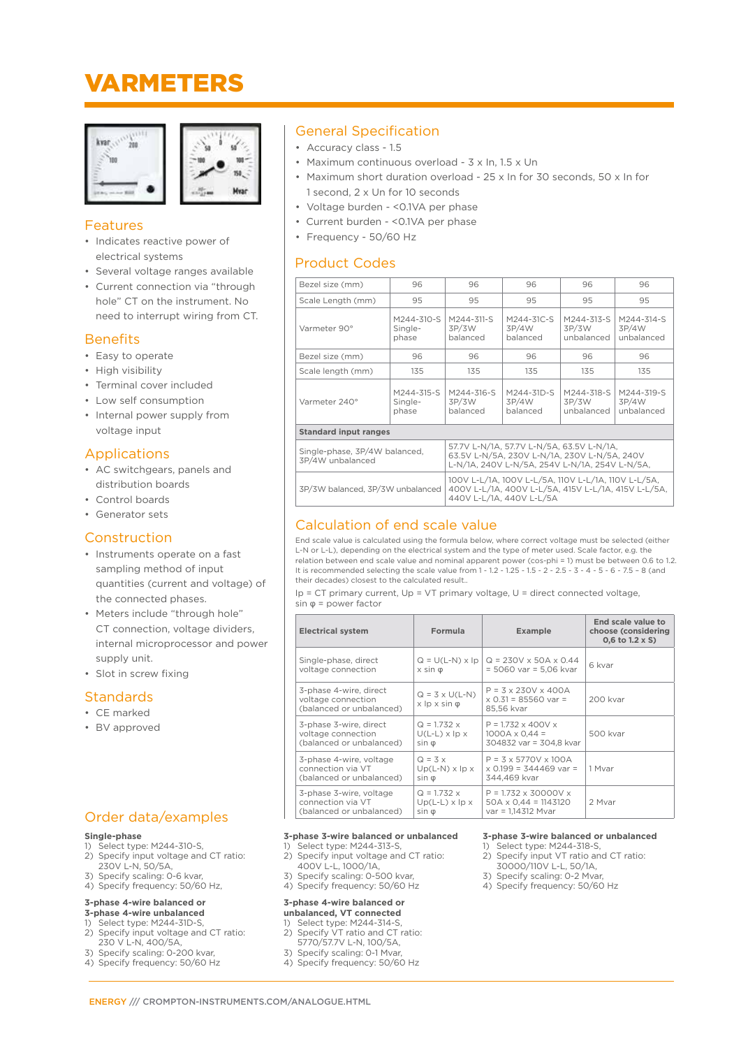# VARMETERS

## Features

- Indicates reactive power of electrical systems
- Several voltage ranges available
- Current connection via "through hole" CT on the instrument. No need to interrupt wiring from CT.

## Benefits

- Easy to operate
- High visibility
- Terminal cover included
- Low self consumption
- Internal power supply from voltage input

## Applications

- AC switchgears, panels and distribution boards
- Control boards
- Generator sets

## Construction

- Instruments operate on a fast sampling method of input quantities (current and voltage) of the connected phases.
- Meters include "through hole" CT connection, voltage dividers, internal microprocessor and power supply unit.
- Slot in screw fixing

## Standards

- CE marked
- BV approved

## General Specification

- Accuracy class - 1.5
- Maximum continuous overload - 3 x In, 1.5 x Un
- Maximum short duration overload - 25 x In for 30 seconds, 50 x In for 1 second, 2 x Un for 10 seconds
- Voltage burden - <0.1VA per phase
- Current burden - <0.1VA per phase
- Frequency - 50/60 Hz

## Product Codes

| Bezel size (mm) | 96 | 96 | 96 | 96 | 96 |
|---|---|---|---|---|---|
| Scale Length (mm) | 95 | 95 | 95 | 95 | 95 |
| Varmeter 90° | M244-310-S Single-phase | M244-311-S 3P/3W balanced | M244-31C-S 3P/4W balanced | M244-313-S 3P/3W unbalanced | M244-314-S 3P/4W unbalanced |
| Bezel size (mm) | 96 | 96 | 96 | 96 | 96 |
| Scale length (mm) | 135 | 135 | 135 | 135 | 135 |
| Varmeter 240° | M244-315-S Single-phase | M244-316-S 3P/3W balanced | M244-31D-S 3P/4W balanced | M244-318-S 3P/3W unbalanced | M244-319-S 3P/4W unbalanced |
| **Standard input ranges** | | | | | |
| Single-phase, 3P/4W balanced, 3P/4W unbalanced | 57.7V L-N/1A, 57.7V L-N/5A, 63.5V L-N/1A, 63.5V L-N/5A, 230V L-N/1A, 230V L-N/5A, 240V L-N/1A, 240V L-N/5A, 254V L-N/1A, 254V L-N/5A, | | | | |
| 3P/3W balanced, 3P/3W unbalanced | 100V L-L/1A, 100V L-L/5A, 110V L-L/1A, 110V L-L/5A, 400V L-L/1A, 400V L-L/5A, 415V L-L/1A, 415V L-L/5A, 440V L-L/1A, 440V L-L/5A | | | | |

## Calculation of end scale value

End scale value is calculated using the formula below, where correct voltage must be selected (either L-N or L-L), depending on the electrical system and the type of meter used. Scale factor, e.g. the relation between end scale value and nominal apparent power (cos-phi = 1) must be between 0.6 to 1.2. It is recommended selecting the scale value from 1 - 1.2 - 1.25 - 1.5 - 2 - 2.5 - 3 - 4 - 5 - 6 - 7.5 - 8 (and their decades) closest to the calculated result..

Ip = CT primary current, Up = VT primary voltage, U = direct connected voltage, sin φ = power factor

| Electrical system | Formula | Example | End scale value to choose (considering 0,6 to 1.2 x S) |
|---|---|---|---|
| Single-phase, direct voltage connection | Q = U(L-N) x Ip x sin φ | Q = 230V x 50A x 0.44 = 5060 var = 5,06 kvar | 6 kvar |
| 3-phase 4-wire, direct voltage connection (balanced or unbalanced) | Q = 3 x U(L-N) x Ip x sin φ | P = 3 x 230V x 400A x 0.31 = 85560 var = 85,56 kvar | 200 kvar |
| 3-phase 3-wire, direct voltage connection (balanced or unbalanced) | Q = 1.732 x U(L-L) x Ip x sin φ | P = 1.732 x 400V x 1000A x 0,44 = 304832 var = 304,8 kvar | 500 kvar |
| 3-phase 4-wire, voltage connection via VT (balanced or unbalanced) | Q = 3 x Up(L-N) x Ip x sin φ | P = 3 x 5770V x 100A x 0.199 = 344469 var = 344,469 kvar | 1 Mvar |
| 3-phase 3-wire, voltage connection via VT (balanced or unbalanced) | Q = 1.732 x Up(L-L) x Ip x sin φ | P = 1.732 x 30000V x 50A x 0,44 = 1143120 var = 1,14312 Mvar | 2 Mvar |

## Order data/examples

**Single-phase**

1) Select type: M244-310-S,
2) Specify input voltage and CT ratio: 230V L-N, 50/5A,
3) Specify scaling: 0-6 kvar,
4) Specify frequency: 50/60 Hz,

**3-phase 4-wire balanced or 3-phase 4-wire unbalanced**

1) Select type: M244-31D-S,
2) Specify input voltage and CT ratio: 230 V L-N, 400/5A,
3) Specify scaling: 0-200 kvar,
4) Specify frequency: 50/60 Hz

**3-phase 3-wire balanced or unbalanced**

1) Select type: M244-313-S,
2) Specify input voltage and CT ratio: 400V L-L, 1000/1A,
3) Specify scaling: 0-500 kvar,
4) Specify frequency: 50/60 Hz

**3-phase 4-wire balanced or unbalanced, VT connected**

1) Select type: M244-314-S,
2) Specify VT ratio and CT ratio: 5770/57.7V L-N, 100/5A,
3) Specify scaling: 0-1 Mvar,
4) Specify frequency: 50/60 Hz

**3-phase 3-wire balanced or unbalanced**

1) Select type: M244-318-S,
2) Specify input VT ratio and CT ratio: 30000/110V L-L, 50/1A,
3) Specify scaling: 0-2 Mvar,
4) Specify frequency: 50/60 Hz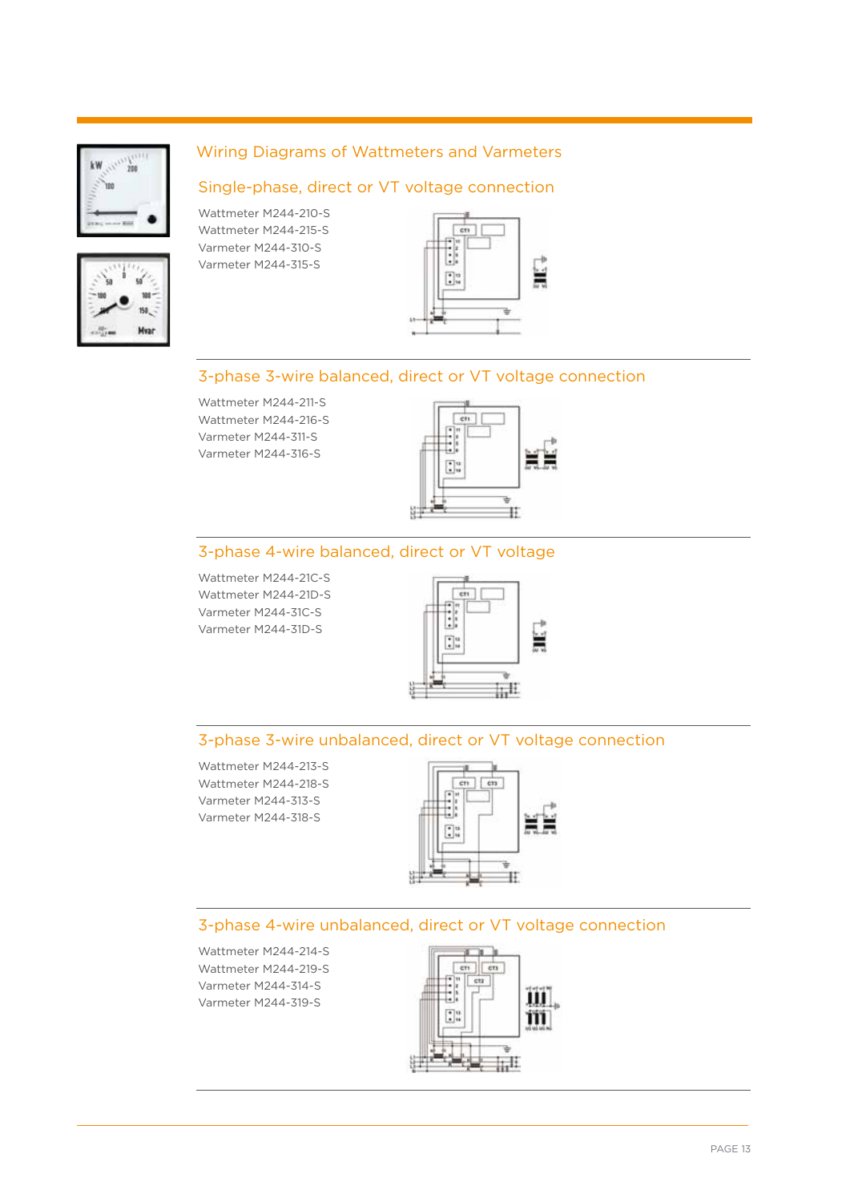# Wiring Diagrams of Wattmeters and Varmeters

## Single-phase, direct or VT voltage connection

Wattmeter M244-210-S
Wattmeter M244-215-S
Varmeter M244-310-S
Varmeter M244-315-S

## 3-phase 3-wire balanced, direct or VT voltage connection

Wattmeter M244-211-S
Wattmeter M244-216-S
Varmeter M244-311-S
Varmeter M244-316-S

## 3-phase 4-wire balanced, direct or VT voltage

Wattmeter M244-21C-S
Wattmeter M244-21D-S
Varmeter M244-31C-S
Varmeter M244-31D-S

## 3-phase 3-wire unbalanced, direct or VT voltage connection

Wattmeter M244-213-S
Wattmeter M244-218-S
Varmeter M244-313-S
Varmeter M244-318-S

## 3-phase 4-wire unbalanced, direct or VT voltage connection

Wattmeter M244-214-S
Wattmeter M244-219-S
Varmeter M244-314-S
Varmeter M244-319-S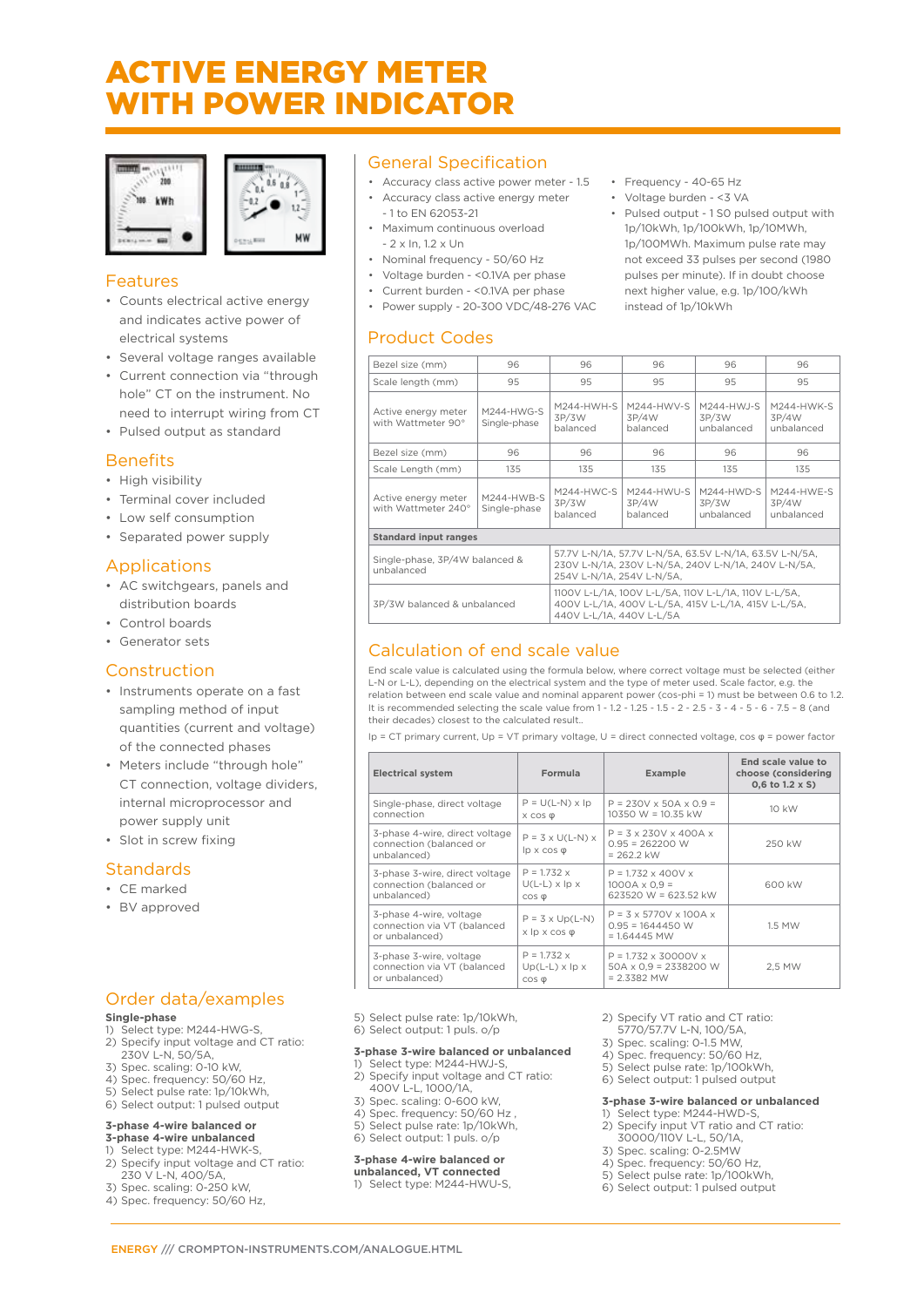# ACTIVE ENERGY METER WITH POWER INDICATOR

## Features

- Counts electrical active energy and indicates active power of electrical systems
- Several voltage ranges available
- Current connection via "through hole" CT on the instrument. No need to interrupt wiring from CT
- Pulsed output as standard

## Benefits

- High visibility
- Terminal cover included
- Low self consumption
- Separated power supply

## Applications

- AC switchgears, panels and distribution boards
- Control boards
- Generator sets

## Construction

- Instruments operate on a fast sampling method of input quantities (current and voltage) of the connected phases
- Meters include "through hole" CT connection, voltage dividers, internal microprocessor and power supply unit
- Slot in screw fixing

## Standards

- CE marked
- BV approved

## General Specification

- Accuracy class active power meter - 1.5
- Accuracy class active energy meter - 1 to EN 62053-21
- Maximum continuous overload - 2 x In, 1.2 x Un
- Nominal frequency - 50/60 Hz
- Voltage burden - <0.1VA per phase
- Current burden - <0.1VA per phase
- Power supply - 20-300 VDC/48-276 VAC
- Frequency - 40-65 Hz
- Voltage burden - <3 VA
- Pulsed output - 1 S0 pulsed output with 1p/10kWh, 1p/100kWh, 1p/10MWh, 1p/100MWh. Maximum pulse rate may not exceed 33 pulses per second (1980 pulses per minute). If in doubt choose next higher value, e.g. 1p/100/kWh instead of 1p/10kWh

## Product Codes

| Bezel size (mm) | 96 | 96 | 96 | 96 | 96 |
|---|---|---|---|---|---|
| Scale length (mm) | 95 | 95 | 95 | 95 | 95 |
| Active energy meter with Wattmeter 90° | M244-HWG-S Single-phase | M244-HWH-S 3P/3W balanced | M244-HWV-S 3P/4W balanced | M244-HWJ-S 3P/3W unbalanced | M244-HWK-S 3P/4W unbalanced |
| Bezel size (mm) | 96 | 96 | 96 | 96 | 96 |
| Scale Length (mm) | 135 | 135 | 135 | 135 | 135 |
| Active energy meter with Wattmeter 240° | M244-HWB-S Single-phase | M244-HWC-S 3P/3W balanced | M244-HWU-S 3P/4W balanced | M244-HWD-S 3P/3W unbalanced | M244-HWE-S 3P/4W unbalanced |
| **Standard input ranges** | | | | | |
| Single-phase, 3P/4W balanced & unbalanced | | 57.7V L-N/1A, 57.7V L-N/5A, 63.5V L-N/1A, 63.5V L-N/5A, 230V L-N/1A, 230V L-N/5A, 240V L-N/1A, 240V L-N/5A, 254V L-N/1A, 254V L-N/5A, | | | |
| 3P/3W balanced & unbalanced | | 110V L-L/1A, 100V L-L/5A, 110V L-L/1A, 110V L-L/5A, 400V L-L/1A, 400V L-L/5A, 415V L-L/1A, 415V L-L/5A, 440V L-L/1A, 440V L-L/5A | | | |

## Calculation of end scale value

End scale value is calculated using the formula below, where correct voltage must be selected (either L-N or L-L), depending on the electrical system and the type of meter used. Scale factor, e.g. the relation between end scale value and nominal apparent power (cos-phi = 1) must be between 0.6 to 1.2. It is recommended selecting the scale value from 1 - 1.2 - 1.25 - 1.5 - 2 - 2.5 - 3 - 4 - 5 - 6 - 7.5 - 8 (and their decades) closest to the calculated result..

Ip = CT primary current, Up = VT primary voltage, U = direct connected voltage, cos φ = power factor

| Electrical system | Formula | Example | End scale value to choose (considering 0,6 to 1.2 x S) |
|---|---|---|---|
| Single-phase, direct voltage connection | P = U(L-N) x Ip x cos φ | P = 230V x 50A x 0.9 = 10350 W = 10.35 kW | 10 kW |
| 3-phase 4-wire, direct voltage connection (balanced or unbalanced) | P = 3 x U(L-N) x Ip x cos φ | P = 3 x 230V x 400A x 0.95 = 262200 W = 262.2 kW | 250 kW |
| 3-phase 3-wire, direct voltage connection (balanced or unbalanced) | P = 1.732 x U(L-L) x Ip x cos φ | P = 1.732 x 400V x 1000A x 0,9 = 623520 W = 623.52 kW | 600 kW |
| 3-phase 4-wire, voltage connection via VT (balanced or unbalanced) | P = 3 x Up(L-N) x Ip x cos φ | P = 3 x 5770V x 100A x 0.95 = 1644450 W = 1.64445 MW | 1.5 MW |
| 3-phase 3-wire, voltage connection via VT (balanced or unbalanced) | P = 1.732 x Up(L-L) x Ip x cos φ | P = 1.732 x 30000V x 50A x 0,9 = 2338200 W = 2.3382 MW | 2,5 MW |

## Order data/examples

**Single-phase**
1) Select type: M244-HWG-S,
2) Specify input voltage and CT ratio: 230V L-N, 50/5A,
3) Spec. scaling: 0-10 kW,
4) Spec. frequency: 50/60 Hz,
5) Select pulse rate: 1p/10kWh,
6) Select output: 1 pulsed output

**3-phase 4-wire balanced or 3-phase 4-wire unbalanced**
1) Select type: M244-HWK-S,
2) Specify input voltage and CT ratio: 230 V L-N, 400/5A,
3) Spec. scaling: 0-250 kW,
4) Spec. frequency: 50/60 Hz,
5) Select pulse rate: 1p/10kWh,
6) Select output: 1 puls. o/p

**3-phase 3-wire balanced or unbalanced**
1) Select type: M244-HWJ-S,
2) Specify input voltage and CT ratio: 400V L-L, 1000/1A,
3) Spec. scaling: 0-600 kW,
4) Spec. frequency: 50/60 Hz ,
5) Select pulse rate: 1p/10kWh,
6) Select output: 1 puls. o/p

**3-phase 4-wire balanced or unbalanced, VT connected**
1) Select type: M244-HWU-S,
2) Specify VT ratio and CT ratio: 5770/57.7V L-N, 100/5A,
3) Spec. scaling: 0-1.5 MW,
4) Spec. frequency: 50/60 Hz,
5) Select pulse rate: 1p/100kWh,
6) Select output: 1 pulsed output

**3-phase 3-wire balanced or unbalanced**
1) Select type: M244-HWD-S,
2) Specify input VT ratio and CT ratio: 30000/110V L-L, 50/1A,
3) Spec. scaling: 0-2.5MW
4) Spec. frequency: 50/60 Hz,
5) Select pulse rate: 1p/100kWh,
6) Select output: 1 pulsed output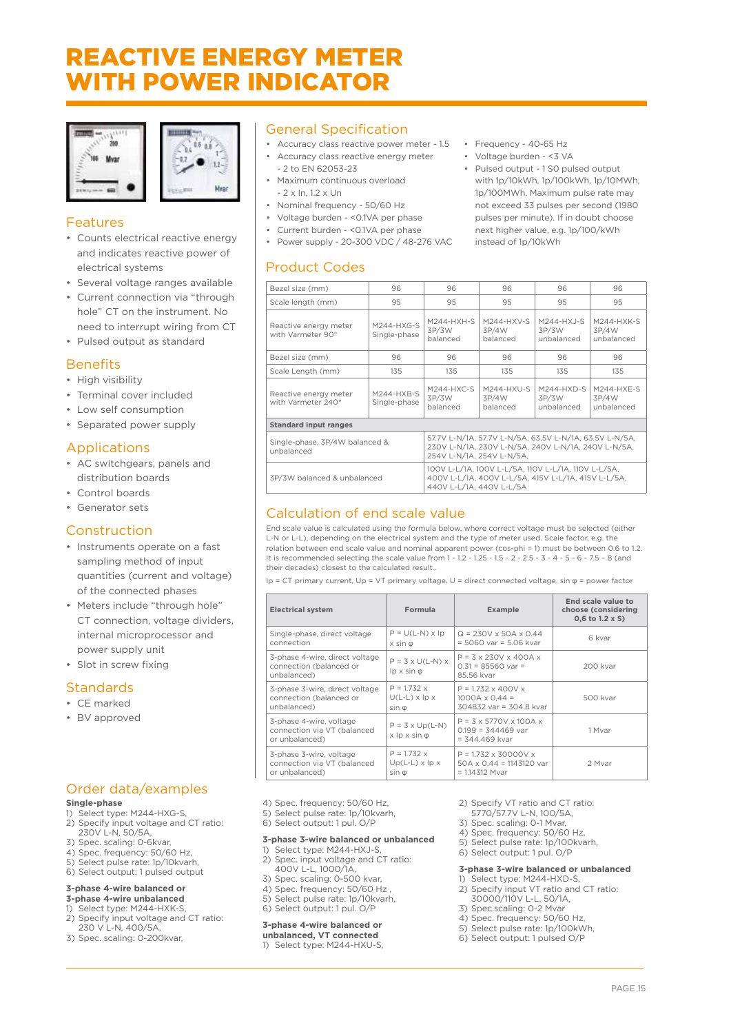# REACTIVE ENERGY METER WITH POWER INDICATOR

## Features

- Counts electrical reactive energy and indicates reactive power of electrical systems
- Several voltage ranges available
- Current connection via "through hole" CT on the instrument. No need to interrupt wiring from CT
- Pulsed output as standard

## Benefits

- High visibility
- Terminal cover included
- Low self consumption
- Separated power supply

## Applications

- AC switchgears, panels and distribution boards
- Control boards
- Generator sets

## Construction

- Instruments operate on a fast sampling method of input quantities (current and voltage) of the connected phases
- Meters include "through hole" CT connection, voltage dividers, internal microprocessor and power supply unit
- Slot in screw fixing

## Standards

- CE marked
- BV approved

## General Specification

- Accuracy class reactive power meter - 1.5
- Accuracy class reactive energy meter - 2 to EN 62053-23
- Maximum continuous overload - 2 x In, 1.2 x Un
- Nominal frequency - 50/60 Hz
- Voltage burden - <0.1VA per phase
- Current burden - <0.1VA per phase
- Power supply - 20-300 VDC / 48-276 VAC
- Frequency - 40-65 Hz
- Voltage burden - <3 VA
- Pulsed output - 1 S0 pulsed output with 1p/10kWh, 1p/100kWh, 1p/10MWh, 1p/100MWh. Maximum pulse rate may not exceed 33 pulses per second (1980 pulses per minute). If in doubt choose next higher value, e.g. 1p/100/kWh instead of 1p/10kWh

## Product Codes

| Bezel size (mm) | 96 | 96 | 96 | 96 | 96 |
|---|---|---|---|---|---|
| Scale length (mm) | 95 | 95 | 95 | 95 | 95 |
| Reactive energy meter with Varmeter 90° | M244-HXG-S Single-phase | M244-HXH-S 3P/3W balanced | M244-HXV-S 3P/4W balanced | M244-HXJ-S 3P/3W unbalanced | M244-HXK-S 3P/4W unbalanced |
| Bezel size (mm) | 96 | 96 | 96 | 96 | 96 |
| Scale Length (mm) | 135 | 135 | 135 | 135 | 135 |
| Reactive energy meter with Varmeter 240° | M244-HXB-S Single-phase | M244-HXC-S 3P/3W balanced | M244-HXU-S 3P/4W balanced | M244-HXD-S 3P/3W unbalanced | M244-HXE-S 3P/4W unbalanced |
| **Standard input ranges** | | | | | |
| Single-phase, 3P/4W balanced & unbalanced | | 57.7V L-N/1A, 57.7V L-N/5A, 63.5V L-N/1A, 63.5V L-N/5A, 230V L-N/1A, 230V L-N/5A, 240V L-N/1A, 240V L-N/5A, 254V L-N/1A, 254V L-N/5A, | | | |
| 3P/3W balanced & unbalanced | | 100V L-L/1A, 100V L-L/5A, 110V L-L/1A, 110V L-L/5A, 400V L-L/1A, 400V L-L/5A, 415V L-L/1A, 415V L-L/5A, 440V L-L/1A, 440V L-L/5A | | | |

## Calculation of end scale value

End scale value is calculated using the formula below, where correct voltage must be selected (either L-N or L-L), depending on the electrical system and the type of meter used. Scale factor, e.g. the relation between end scale value and nominal apparent power (cos-phi = 1) must be between 0.6 to 1.2. It is recommended selecting the scale value from 1 - 1.2 - 1.25 - 1.5 - 2 - 2.5 - 3 - 4 - 5 - 6 - 7.5 – 8 (and their decades) closest to the calculated result..

Ip = CT primary current, Up = VT primary voltage, U = direct connected voltage, sin φ = power factor

| Electrical system | Formula | Example | End scale value to choose (considering 0,6 to 1.2 x S) |
|---|---|---|---|
| Single-phase, direct voltage connection | P = U(L-N) x Ip x sin φ | Q = 230V x 50A x 0.44 = 5060 var = 5.06 kvar | 6 kvar |
| 3-phase 4-wire, direct voltage connection (balanced or unbalanced) | P = 3 x U(L-N) x Ip x sin φ | P = 3 x 230V x 400A x 0.31 = 85560 var = 85.56 kvar | 200 kvar |
| 3-phase 3-wire, direct voltage connection (balanced or unbalanced) | P = 1.732 x U(L-L) x Ip x sin φ | P = 1.732 x 400V x 1000A x 0,44 = 304832 var = 304.8 kvar | 500 kvar |
| 3-phase 4-wire, voltage connection via VT (balanced or unbalanced) | P = 3 x Up(L-N) x Ip x sin φ | P = 3 x 5770V x 100A x 0.199 = 344469 var = 344.469 kvar | 1 Mvar |
| 3-phase 3-wire, voltage connection via VT (balanced or unbalanced) | P = 1.732 x Up(L-L) x Ip x sin φ | P = 1.732 x 30000V x 50A x 0,44 = 1143120 var = 1.14312 Mvar | 2 Mvar |

## Order data/examples

**Single-phase**

1) Select type: M244-HXG-S,
2) Specify input voltage and CT ratio: 230V L-N, 50/5A,
3) Spec. scaling: 0-6kvar,
4) Spec. frequency: 50/60 Hz,
5) Select pulse rate: 1p/10kvarh,
6) Select output: 1 pulsed output

**3-phase 4-wire balanced or 3-phase 4-wire unbalanced**

1) Select type: M244-HXK-S,
2) Specify input voltage and CT ratio: 230 V L-N, 400/5A,
3) Spec. scaling: 0-200kvar,
4) Spec. frequency: 50/60 Hz,
5) Select pulse rate: 1p/10kvarh,
6) Select output: 1 pul. O/P

**3-phase 3-wire balanced or unbalanced**

1) Select type: M244-HXJ-S,
2) Spec. input voltage and CT ratio: 400V L-L, 1000/1A,
3) Spec. scaling: 0-500 kvar,
4) Spec. frequency: 50/60 Hz ,
5) Select pulse rate: 1p/10kvarh,
6) Select output: 1 pul. O/P

**3-phase 4-wire balanced or unbalanced, VT connected**

1) Select type: M244-HXU-S,
2) Specify VT ratio and CT ratio: 5770/57.7V L-N, 100/5A,
3) Spec. scaling: 0-1 Mvar,
4) Spec. frequency: 50/60 Hz,
5) Select pulse rate: 1p/100kvarh,
6) Select output: 1 pul. O/P

**3-phase 3-wire balanced or unbalanced**

1) Select type: M244-HXD-S,
2) Specify input VT ratio and CT ratio: 30000/110V L-L, 50/1A,
3) Spec.scaling: 0-2 Mvar
4) Spec. frequency: 50/60 Hz,
5) Select pulse rate: 1p/100kWh,
6) Select output: 1 pulsed O/P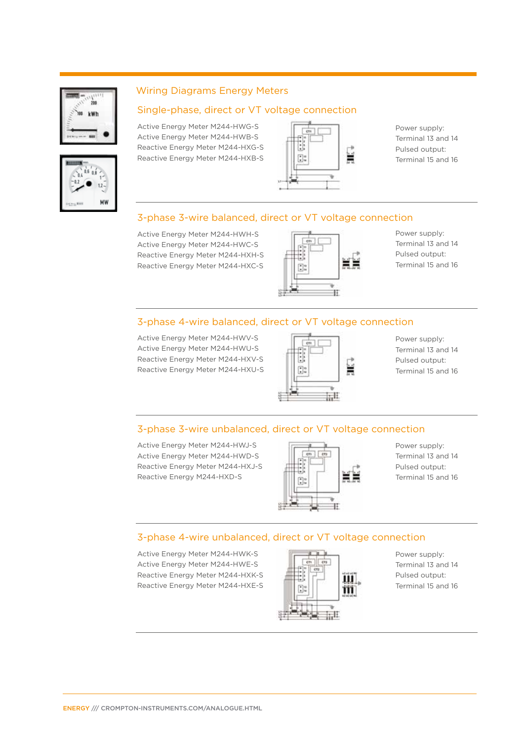# Wiring Diagrams Energy Meters

## Single-phase, direct or VT voltage connection

Active Energy Meter M244-HWG-S
Active Energy Meter M244-HWB-S
Reactive Energy Meter M244-HXG-S
Reactive Energy Meter M244-HXB-S

Power supply:
Terminal 13 and 14
Pulsed output:
Terminal 15 and 16

## 3-phase 3-wire balanced, direct or VT voltage connection

Active Energy Meter M244-HWH-S
Active Energy Meter M244-HWC-S
Reactive Energy Meter M244-HXH-S
Reactive Energy Meter M244-HXC-S

Power supply:
Terminal 13 and 14
Pulsed output:
Terminal 15 and 16

## 3-phase 4-wire balanced, direct or VT voltage connection

Active Energy Meter M244-HWV-S
Active Energy Meter M244-HWU-S
Reactive Energy Meter M244-HXV-S
Reactive Energy Meter M244-HXU-S

Power supply:
Terminal 13 and 14
Pulsed output:
Terminal 15 and 16

## 3-phase 3-wire unbalanced, direct or VT voltage connection

Active Energy Meter M244-HWJ-S
Active Energy Meter M244-HWD-S
Reactive Energy Meter M244-HXJ-S
Reactive Energy M244-HXD-S

Power supply:
Terminal 13 and 14
Pulsed output:
Terminal 15 and 16

## 3-phase 4-wire unbalanced, direct or VT voltage connection

Active Energy Meter M244-HWK-S
Active Energy Meter M244-HWE-S
Reactive Energy Meter M244-HXK-S
Reactive Energy Meter M244-HXE-S

Power supply:
Terminal 13 and 14
Pulsed output:
Terminal 15 and 16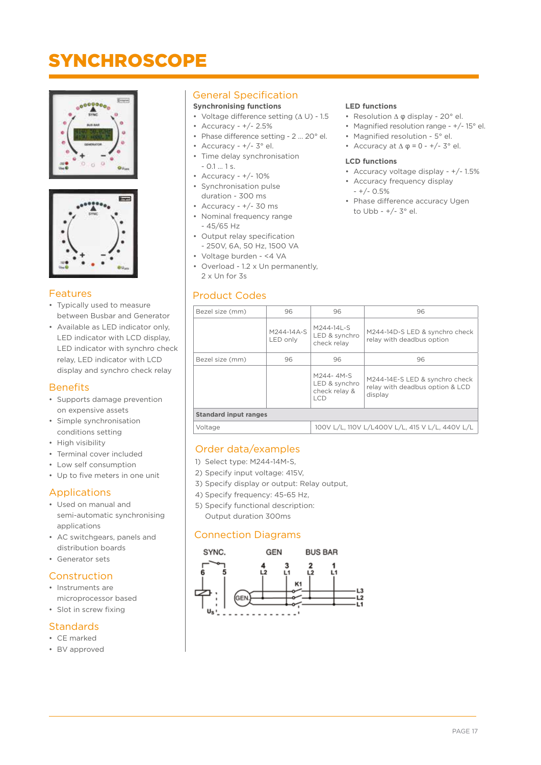# SYNCHROSCOPE

## Features

- Typically used to measure between Busbar and Generator
- Available as LED indicator only, LED indicator with LCD display, LED indicator with synchro check relay, LED indicator with LCD display and synchro check relay

## Benefits

- Supports damage prevention on expensive assets
- Simple synchronisation conditions setting
- High visibility
- Terminal cover included
- Low self consumption
- Up to five meters in one unit

## Applications

- Used on manual and semi-automatic synchronising applications
- AC switchgears, panels and distribution boards
- Generator sets

## Construction

- Instruments are microprocessor based
- Slot in screw fixing

## Standards

- CE marked
- BV approved

## General Specification

**Synchronising functions**

- Voltage difference setting (Δ U) - 1.5
- Accuracy - +/- 2.5%
- Phase difference setting - 2 ... 20° el.
- Accuracy - +/- 3° el.
- Time delay synchronisation - 0.1 ... 1 s.
- Accuracy - +/- 10%
- Synchronisation pulse duration - 300 ms
- Accuracy - +/- 30 ms
- Nominal frequency range - 45/65 Hz
- Output relay specification - 250V, 6A, 50 Hz, 1500 VA
- Voltage burden - <4 VA
- Overload - 1.2 x Un permanently, 2 x Un for 3s

**LED functions**

- Resolution Δ φ display - 20° el.
- Magnified resolution range - +/- 15° el.
- Magnified resolution - 5° el.
- Accuracy at Δ φ = 0 - +/- 3° el.

**LCD functions**

- Accuracy voltage display - +/- 1.5%
- Accuracy frequency display - +/- 0.5%
- Phase difference accuracy Ugen to Ubb - +/- 3° el.

## Product Codes

| Bezel size (mm) | 96 | 96 | 96 |
|---|---|---|---|
| | M244-14A-S LED only | M244-14L-S LED & synchro check relay | M244-14D-S LED & synchro check relay with deadbus option |
| Bezel size (mm) | 96 | 96 | 96 |
| | | M244- 4M-S LED & synchro check relay & LCD | M244-14E-S LED & synchro check relay with deadbus option & LCD display |
| **Standard input ranges** | | | |
| Voltage | | 100V L/L, 110V L/L400V L/L, 415 V L/L, 440V L/L | |

## Order data/examples

1) Select type: M244-14M-S,
2) Specify input voltage: 415V,
3) Specify display or output: Relay output,
4) Specify frequency: 45-65 Hz,
5) Specify functional description: Output duration 300ms

## Connection Diagrams

SYNC. GEN BUS BAR

6 5 4 L2 3 L1 2 L2 1 L1 K1 GEN. L3 L2 L1 $U_s$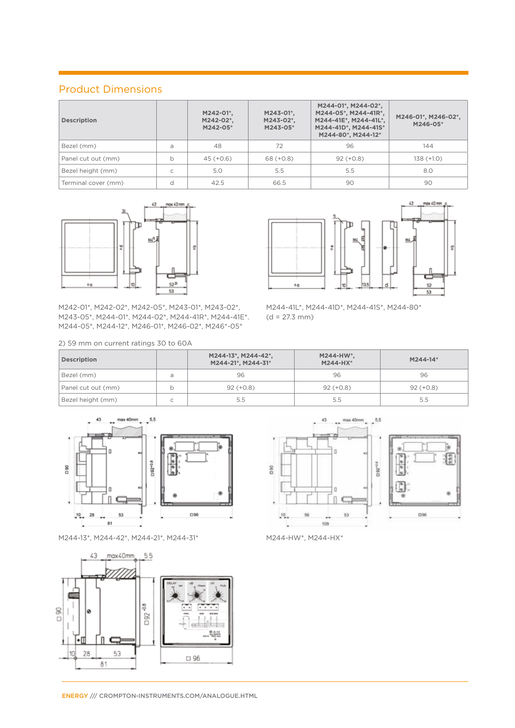## Product Dimensions

| Description | | M242-01*, M242-02*, M242-05* | M243-01*, M243-02*, M243-05* | M244-01*, M244-02*, M244-05*, M244-41R*, M244-41E*, M244-41L*, M244-41D*, M244-41S* M244-80*, M244-12* | M246-01*, M246-02*, M246-05* |
|---|---|---|---|---|---|
| Bezel (mm) | a | 48 | 72 | 96 | 144 |
| Panel cut out (mm) | b | 45 (+0.6) | 68 (+0.8) | 92 (+0.8) | 138 (+1.0) |
| Bezel height (mm) | c | 5.0 | 5.5 | 5.5 | 8.0 |
| Terminal cover (mm) | d | 42.5 | 66.5 | 90 | 90 |

M242-01*, M242-02*, M242-05*, M243-01*, M243-02*, M243-05*, M244-01*, M244-02*, M244-41R*, M244-41E*. M244-05*, M244-12*, M246-01*, M246-02*, M246*-05*

M244-41L*, M244-41D*, M244-41S*, M244-80* (d = 27.3 mm)

2) 59 mm on current ratings 30 to 60A

| Description | | M244-13*, M244-42*, M244-21*, M244-31* | M244-HW*, M244-HX* | M244-14* |
|---|---|---|---|---|
| Bezel (mm) | a | 96 | 96 | 96 |
| Panel cut out (mm) | b | 92 (+0.8) | 92 (+0.8) | 92 (+0.8) |
| Bezel height (mm) | c | 5.5 | 5.5 | 5.5 |

M244-13*, M244-42*, M244-21*, M244-31*

M244-HW*, M244-HX*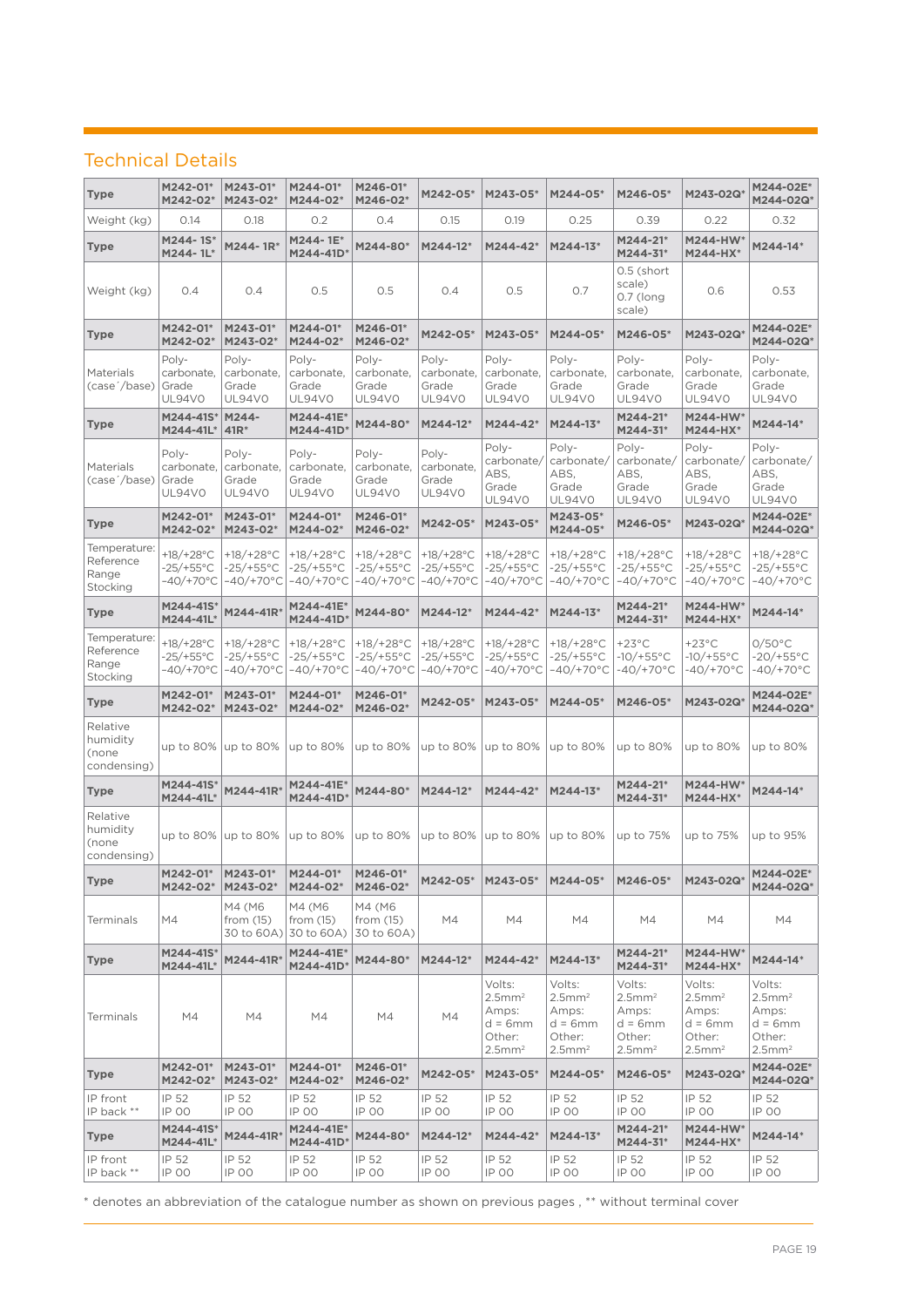## Technical Details

| Type | M242-01* M242-02* | M243-01* M243-02* | M244-01* M244-02* | M246-01* M246-02* | M242-05* | M243-05* | M244-05* | M246-05* | M243-02Q* | M244-02E* M244-02Q* |
|---|---|---|---|---|---|---|---|---|---|---|
| Weight (kg) | 0.14 | 0.18 | 0.2 | 0.4 | 0.15 | 0.19 | 0.25 | 0.39 | 0.22 | 0.32 |
| **Type** | **M244- 1S* M244- 1L*** | **M244- 1R*** | **M244- 1E* M244-41D*** | **M244-80*** | **M244-12*** | **M244-42*** | **M244-13*** | **M244-21* M244-31*** | **M244-HW* M244-HX*** | **M244-14*** |
| Weight (kg) | 0.4 | 0.4 | 0.5 | 0.5 | 0.4 | 0.5 | 0.7 | 0.5 (short scale) 0.7 (long scale) | 0.6 | 0.53 |
| **Type** | **M242-01* M242-02*** | **M243-01* M243-02*** | **M244-01* M244-02*** | **M246-01* M246-02*** | **M242-05*** | **M243-05*** | **M244-05*** | **M246-05*** | **M243-02Q*** | **M244-02E* M244-02Q*** |
| Materials (case´/base) | Poly-carbonate, Grade UL94V0 | Poly-carbonate, Grade UL94V0 | Poly-carbonate, Grade UL94V0 | Poly-carbonate, Grade UL94V0 | Poly-carbonate, Grade UL94V0 | Poly-carbonate, Grade UL94V0 | Poly-carbonate, Grade UL94V0 | Poly-carbonate, Grade UL94V0 | Poly-carbonate, Grade UL94V0 | Poly-carbonate, Grade UL94V0 |
| **Type** | **M244-41S* M244-41L*** | **M244-41R*** | **M244-41E* M244-41D*** | **M244-80*** | **M244-12*** | **M244-42*** | **M244-13*** | **M244-21* M244-31*** | **M244-HW* M244-HX*** | **M244-14*** |
| Materials (case´/base) | Poly-carbonate, Grade UL94V0 | Poly-carbonate, Grade UL94V0 | Poly-carbonate, Grade UL94V0 | Poly-carbonate, Grade UL94V0 | Poly-carbonate, Grade UL94V0 | Poly-carbonate/ ABS, Grade UL94V0 | Poly-carbonate/ ABS, Grade UL94V0 | Poly-carbonate/ ABS, Grade UL94V0 | Poly-carbonate/ ABS, Grade UL94V0 | Poly-carbonate/ ABS, Grade UL94V0 |
| **Type** | **M242-01* M242-02*** | **M243-01* M243-02*** | **M244-01* M244-02*** | **M246-01* M246-02*** | **M242-05*** | **M243-05*** | **M243-05* M244-05*** | **M246-05*** | **M243-02Q*** | **M244-02E* M244-02Q*** |
| Temperature: Reference Range Stocking | +18/+28°C -25/+55°C -40/+70°C | +18/+28°C -25/+55°C -40/+70°C | +18/+28°C -25/+55°C -40/+70°C | +18/+28°C -25/+55°C -40/+70°C | +18/+28°C -25/+55°C -40/+70°C | +18/+28°C -25/+55°C -40/+70°C | +18/+28°C -25/+55°C -40/+70°C | +18/+28°C -25/+55°C -40/+70°C | +18/+28°C -25/+55°C -40/+70°C | +18/+28°C -25/+55°C -40/+70°C |
| **Type** | **M244-41S* M244-41L*** | **M244-41R*** | **M244-41E* M244-41D*** | **M244-80*** | **M244-12*** | **M244-42*** | **M244-13*** | **M244-21* M244-31*** | **M244-HW* M244-HX*** | **M244-14*** |
| Temperature: Reference Range Stocking | +18/+28°C -25/+55°C -40/+70°C | +18/+28°C -25/+55°C -40/+70°C | +18/+28°C -25/+55°C -40/+70°C | +18/+28°C -25/+55°C -40/+70°C | +18/+28°C -25/+55°C -40/+70°C | +18/+28°C -25/+55°C -40/+70°C | +18/+28°C -25/+55°C -40/+70°C | +23°C -10/+55°C -40/+70°C | +23°C -10/+55°C -40/+70°C | 0/50°C -20/+55°C -40/+70°C |
| **Type** | **M242-01* M242-02*** | **M243-01* M243-02*** | **M244-01* M244-02*** | **M246-01* M246-02*** | **M242-05*** | **M243-05*** | **M244-05*** | **M246-05*** | **M243-02Q*** | **M244-02E* M244-02Q*** |
| Relative humidity (none condensing) | up to 80% | up to 80% | up to 80% | up to 80% | up to 80% | up to 80% | up to 80% | up to 80% | up to 80% | up to 80% |
| **Type** | **M244-41S* M244-41L*** | **M244-41R*** | **M244-41E* M244-41D*** | **M244-80*** | **M244-12*** | **M244-42*** | **M244-13*** | **M244-21* M244-31*** | **M244-HW* M244-HX*** | **M244-14*** |
| Relative humidity (none condensing) | up to 80% | up to 80% | up to 80% | up to 80% | up to 80% | up to 80% | up to 80% | up to 75% | up to 75% | up to 95% |
| **Type** | **M242-01* M242-02*** | **M243-01* M243-02*** | **M244-01* M244-02*** | **M246-01* M246-02*** | **M242-05*** | **M243-05*** | **M244-05*** | **M246-05*** | **M243-02Q*** | **M244-02E* M244-02Q*** |
| Terminals | M4 | M4 (M6 from (15) 30 to 60A) | M4 (M6 from (15) 30 to 60A) | M4 (M6 from (15) 30 to 60A) | M4 | M4 | M4 | M4 | M4 | M4 |
| **Type** | **M244-41S* M244-41L*** | **M244-41R*** | **M244-41E* M244-41D*** | **M244-80*** | **M244-12*** | **M244-42*** | **M244-13*** | **M244-21* M244-31*** | **M244-HW* M244-HX*** | **M244-14*** |
| Terminals | M4 | M4 | M4 | M4 | M4 | Volts: 2.5mm² Amps: d = 6mm Other: 2.5mm² | Volts: 2.5mm² Amps: d = 6mm Other: 2.5mm² | Volts: 2.5mm² Amps: d = 6mm Other: 2.5mm² | Volts: 2.5mm² Amps: d = 6mm Other: 2.5mm² | Volts: 2.5mm² Amps: d = 6mm Other: 2.5mm² |
| **Type** | **M242-01* M242-02*** | **M243-01* M243-02*** | **M244-01* M244-02*** | **M246-01* M246-02*** | **M242-05*** | **M243-05*** | **M244-05*** | **M246-05*** | **M243-02Q*** | **M244-02E* M244-02Q*** |
| IP front IP back ** | IP 52 IP 00 | IP 52 IP 00 | IP 52 IP 00 | IP 52 IP 00 | IP 52 IP 00 | IP 52 IP 00 | IP 52 IP 00 | IP 52 IP 00 | IP 52 IP 00 | IP 52 IP 00 |
| **Type** | **M244-41S* M244-41L*** | **M244-41R*** | **M244-41E* M244-41D*** | **M244-80*** | **M244-12*** | **M244-42*** | **M244-13*** | **M244-21* M244-31*** | **M244-HW* M244-HX*** | **M244-14*** |
| IP front IP back ** | IP 52 IP 00 | IP 52 IP 00 | IP 52 IP 00 | IP 52 IP 00 | IP 52 IP 00 | IP 52 IP 00 | IP 52 IP 00 | IP 52 IP 00 | IP 52 IP 00 | IP 52 IP 00 |

\* denotes an abbreviation of the catalogue number as shown on previous pages , ** without terminal cover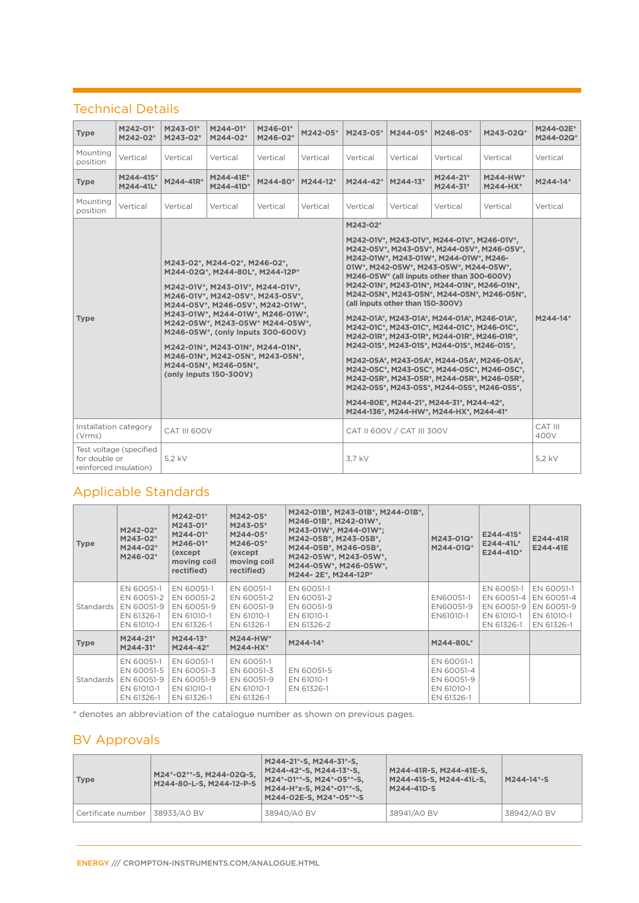## Technical Details

| Type | M242-01* M242-02* | M243-01* M243-02* | M244-01* M244-02* | M246-01* M246-02* | M242-05* | M243-05* | M244-05* | M246-05* | M243-02Q* | M244-02E* M244-02Q* |
|---|---|---|---|---|---|---|---|---|---|---|
| Mounting position | Vertical | Vertical | Vertical | Vertical | Vertical | Vertical | Vertical | Vertical | Vertical | Vertical |
| **Type** | **M244-41S* M244-41L*** | **M244-41R*** | **M244-41E* M244-41D*** | **M244-80*** | **M244-12*** | **M244-42*** | **M244-13*** | **M244-21* M244-31*** | **M244-HW* M244-HX*** | **M244-14*** |
| Mounting position | Vertical | Vertical | Vertical | Vertical | Vertical | Vertical | Vertical | Vertical | Vertical | Vertical |

| Type | | | |
|---|---|---|---|
| Type | M243-02*, M244-02*, M246-02*, M244-02Q*, M244-80L*, M244-12P* M242-01V*, M243-01V*, M244-01V*, M246-01V*, M242-05V*, M243-05V*, M244-05V*, M246-05V*, M242-01W*, M243-01W*, M244-01W*, M246-01W*, M242-05W*, M243-05W* M244-05W*, M246-05W*, (only inputs 300-600V) M242-01N*, M243-01N*, M244-01N*, M246-01N*, M242-05N*, M243-05N*, M244-05N*, M246-05N*, (only inputs 150-300V) | M242-02* M242-01V*, M243-01V*, M244-01V*, M246-01V*, M242-05V*, M243-05V*, M244-05V*, M246-05V*, M242-01W*, M243-01W*, M244-01W*, M246-01W*, M242-05W*, M243-05W*, M244-05W*, M246-05W* (all inputs other than 300-600V) M242-01N*, M243-01N*, M244-01N*, M246-01N*, M242-05N*, M243-05N*, M244-05N*, M246-05N*, (all inputs other than 150-300V) M242-01A*, M243-01A*, M244-01A*, M246-01A*, M242-01C*, M243-01C*, M244-01C*, M246-01C*, M242-01R*, M243-01R*, M244-01R*, M246-01R*, M242-01S*, M243-01S*, M244-01S*, M246-01S*, M242-05A*, M243-05A*, M244-05A*, M246-05A*, M242-05C*, M243-05C*, M244-05C*, M246-05C*, M242-05R*, M243-05R*, M244-05R*, M246-05R*, M242-05S*, M243-05S*, M244-05S*, M246-05S*, M244-80E*, M244-21*, M244-31*, M244-42*, M244-136*, M244-HW*, M244-HX*, M244-41* | M244-14* |
| Installation category (Vrms) | CAT III 600V | CAT II 600V / CAT III 300V | CAT III 400V |
| Test voltage (specified for double or reinforced insulation) | 5,2 kV | 3,7 kV | 5,2 kV |

## Applicable Standards

| Type | M242-02* M243-02* M244-02* M246-02* | M242-01* M243-01* M244-01* M246-01* (except moving coil rectified) | M242-05* M243-05* M244-05* M246-05* (except moving coil rectified) | M242-01B*, M243-01B*, M244-01B*, M246-01B*, M242-01W*, M243-01W*, M244-01W*; M242-05B*, M243-05B*, M244-05B*, M246-05B*, M242-05W*, M243-05W*, M244-05W*, M246-05W*, M244- 2E*, M244-12P* | M243-01Q* M244-01Q* | E244-41S* E244-41L* E244-41D* | E244-41R E244-41E |
|---|---|---|---|---|---|---|---|
| Standards | EN 60051-1 EN 60051-2 EN 60051-9 EN 61326-1 EN 61010-1 | EN 60051-1 EN 60051-2 EN 60051-9 EN 61010-1 EN 61326-1 | EN 60051-1 EN 60051-2 EN 60051-9 EN 61010-1 EN 61326-1 | EN 60051-1 EN 60051-2 EN 60051-9 EN 61010-1 EN 61326-2 | EN60051-1 EN60051-9 EN61010-1 | EN 60051-1 EN 60051-4 EN 60051-9 EN 61010-1 EN 61326-1 | EN 60051-1 EN 60051-4 EN 60051-9 EN 61010-1 EN 61326-1 |
| **Type** | **M244-21* M244-31*** | **M244-13* M244-42*** | **M244-HW* M244-HX*** | **M244-14*** | **M244-80L*** | | |
| Standards | EN 60051-1 EN 60051-5 EN 60051-9 EN 61010-1 EN 61326-1 | EN 60051-1 EN 60051-3 EN 60051-9 EN 61010-1 EN 61326-1 | EN 60051-1 EN 60051-3 EN 60051-9 EN 61010-1 EN 61326-1 | EN 60051-5 EN 61010-1 EN 61326-1 | EN 60051-1 EN 60051-4 EN 60051-9 EN 61010-1 EN 61326-1 | | |

\* denotes an abbreviation of the catalogue number as shown on previous pages.

## BV Approvals

| Type | M24*-02**-S, M244-02Q-S, M244-80-L-S, M244-12-P-S | M244-21*-S, M244-31*-S, M244-42*-S, M244-13*-S, M24*-01**-S, M24*-05**-S, M244-H*x-S, M24*-01**-S, M244-02E-S, M24*-05**-S | M244-41R-S, M244-41E-S, M244-41S-S, M244-41L-S, M244-41D-S | M244-14*-S |
|---|---|---|---|---|
| Certificate number | 38933/A0 BV | 38940/A0 BV | 38941/A0 BV | 38942/A0 BV |